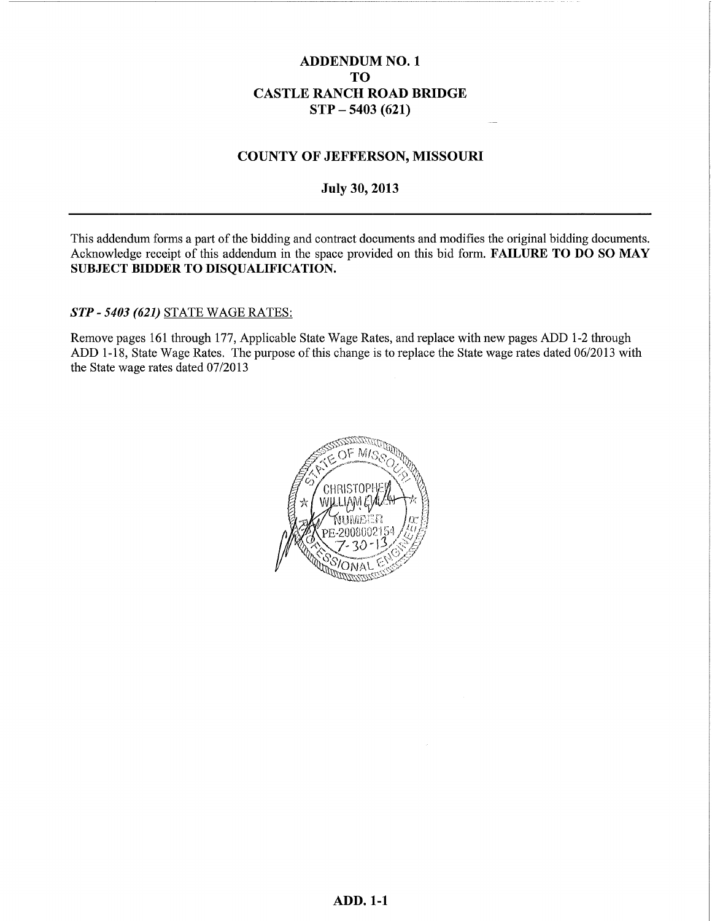# ADDENDUM NO. 1
# TO
# CASTLE RANCH ROAD BRIDGE
# STP – 5403 (621)

## COUNTY OF JEFFERSON, MISSOURI

**July 30, 2013**

---

This addendum forms a part of the bidding and contract documents and modifies the original bidding documents. Acknowledge receipt of this addendum in the space provided on this bid form. **FAILURE TO DO SO MAY SUBJECT BIDDER TO DISQUALIFICATION.**

***STP - 5403 (621)*** STATE WAGE RATES:

Remove pages 161 through 177, Applicable State Wage Rates, and replace with new pages ADD 1-2 through ADD 1-18, State Wage Rates. The purpose of this change is to replace the State wage rates dated 06/2013 with the State wage rates dated 07/2013

STATE OF MISSOURI
CHRISTOPHER WILLIAM
NUMBER
PE-2008002154
7-30-13
PROFESSIONAL ENGINEER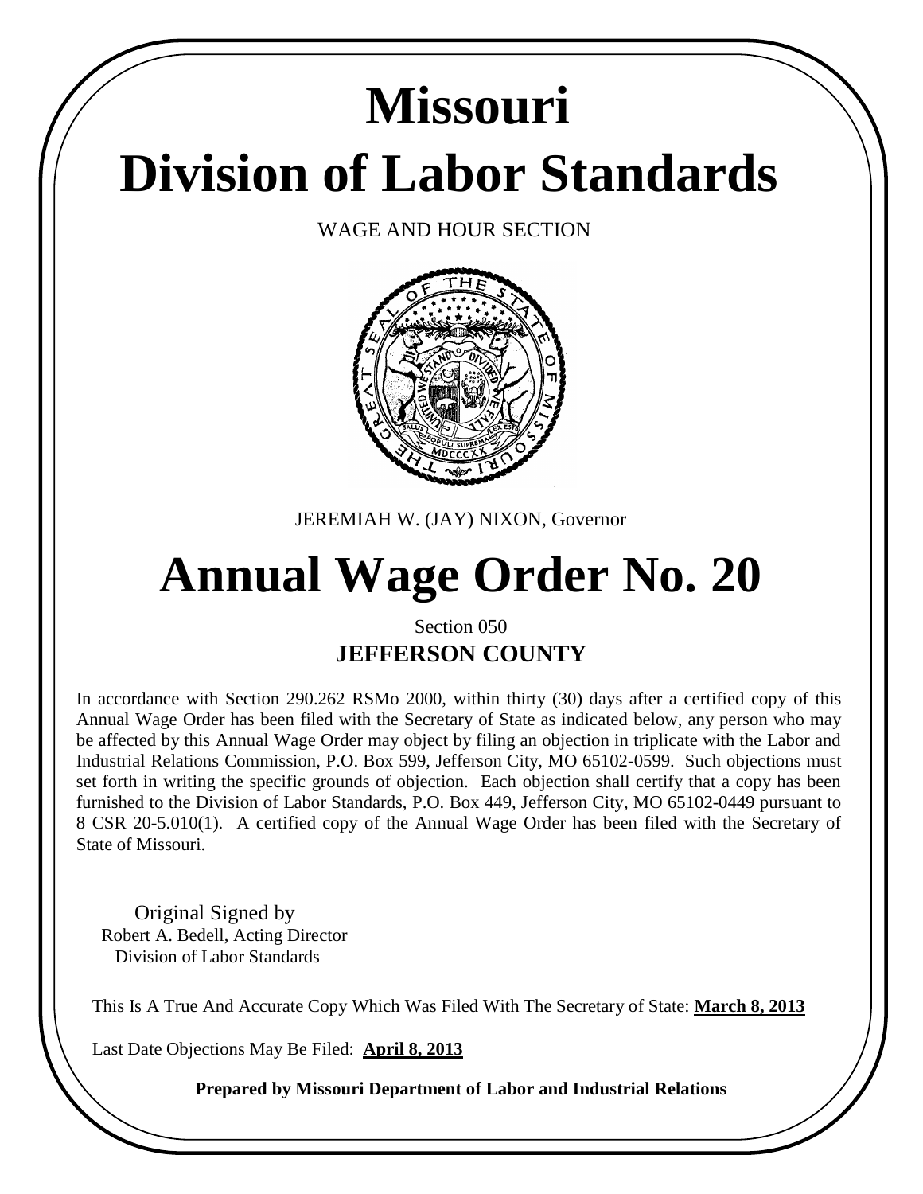# Missouri

# Division of Labor Standards

WAGE AND HOUR SECTION

JEREMIAH W. (JAY) NIXON, Governor

# Annual Wage Order No. 20

Section 050

**JEFFERSON COUNTY**

In accordance with Section 290.262 RSMo 2000, within thirty (30) days after a certified copy of this Annual Wage Order has been filed with the Secretary of State as indicated below, any person who may be affected by this Annual Wage Order may object by filing an objection in triplicate with the Labor and Industrial Relations Commission, P.O. Box 599, Jefferson City, MO 65102-0599. Such objections must set forth in writing the specific grounds of objection. Each objection shall certify that a copy has been furnished to the Division of Labor Standards, P.O. Box 449, Jefferson City, MO 65102-0449 pursuant to 8 CSR 20-5.010(1). A certified copy of the Annual Wage Order has been filed with the Secretary of State of Missouri.

Original Signed by

Robert A. Bedell, Acting Director
Division of Labor Standards

This Is A True And Accurate Copy Which Was Filed With The Secretary of State: **March 8, 2013**

Last Date Objections May Be Filed: **April 8, 2013**

**Prepared by Missouri Department of Labor and Industrial Relations**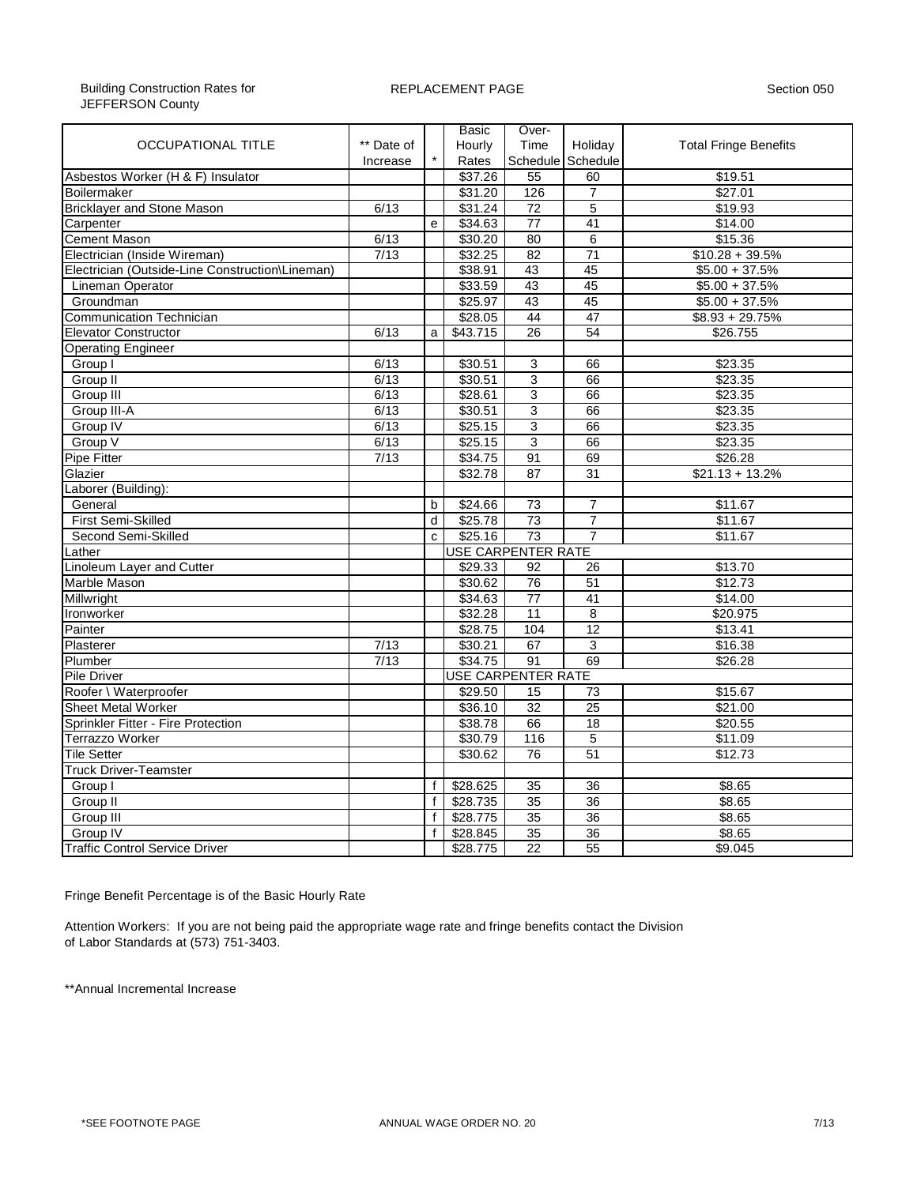Building Construction Rates for JEFFERSON County

REPLACEMENT PAGE

Section 050

| OCCUPATIONAL TITLE | ** Date of Increase | * | Basic Hourly Rates | Over-Time Schedule | Holiday Schedule | Total Fringe Benefits |
|---|---|---|---|---|---|---|
| Asbestos Worker (H & F) Insulator | | | $37.26 | 55 | 60 | $19.51 |
| Boilermaker | | | $31.20 | 126 | 7 | $27.01 |
| Bricklayer and Stone Mason | 6/13 | | $31.24 | 72 | 5 | $19.93 |
| Carpenter | | e | $34.63 | 77 | 41 | $14.00 |
| Cement Mason | 6/13 | | $30.20 | 80 | 6 | $15.36 |
| Electrician (Inside Wireman) | 7/13 | | $32.25 | 82 | 71 | $10.28 + 39.5% |
| Electrician (Outside-Line Construction\Lineman) | | | $38.91 | 43 | 45 | $5.00 + 37.5% |
| Lineman Operator | | | $33.59 | 43 | 45 | $5.00 + 37.5% |
| Groundman | | | $25.97 | 43 | 45 | $5.00 + 37.5% |
| Communication Technician | | | $28.05 | 44 | 47 | $8.93 + 29.75% |
| Elevator Constructor | 6/13 | a | $43.715 | 26 | 54 | $26.755 |
| Operating Engineer | | | | | | |
| Group I | 6/13 | | $30.51 | 3 | 66 | $23.35 |
| Group II | 6/13 | | $30.51 | 3 | 66 | $23.35 |
| Group III | 6/13 | | $28.61 | 3 | 66 | $23.35 |
| Group III-A | 6/13 | | $30.51 | 3 | 66 | $23.35 |
| Group IV | 6/13 | | $25.15 | 3 | 66 | $23.35 |
| Group V | 6/13 | | $25.15 | 3 | 66 | $23.35 |
| Pipe Fitter | 7/13 | | $34.75 | 91 | 69 | $26.28 |
| Glazier | | | $32.78 | 87 | 31 | $21.13 + 13.2% |
| Laborer (Building): | | | | | | |
| General | | b | $24.66 | 73 | 7 | $11.67 |
| First Semi-Skilled | | d | $25.78 | 73 | 7 | $11.67 |
| Second Semi-Skilled | | c | $25.16 | 73 | 7 | $11.67 |
| Lather | | | USE CARPENTER RATE | | | |
| Linoleum Layer and Cutter | | | $29.33 | 92 | 26 | $13.70 |
| Marble Mason | | | $30.62 | 76 | 51 | $12.73 |
| Millwright | | | $34.63 | 77 | 41 | $14.00 |
| Ironworker | | | $32.28 | 11 | 8 | $20.975 |
| Painter | | | $28.75 | 104 | 12 | $13.41 |
| Plasterer | 7/13 | | $30.21 | 67 | 3 | $16.38 |
| Plumber | 7/13 | | $34.75 | 91 | 69 | $26.28 |
| Pile Driver | | | USE CARPENTER RATE | | | |
| Roofer \ Waterproofer | | | $29.50 | 15 | 73 | $15.67 |
| Sheet Metal Worker | | | $36.10 | 32 | 25 | $21.00 |
| Sprinkler Fitter - Fire Protection | | | $38.78 | 66 | 18 | $20.55 |
| Terrazzo Worker | | | $30.79 | 116 | 5 | $11.09 |
| Tile Setter | | | $30.62 | 76 | 51 | $12.73 |
| Truck Driver-Teamster | | | | | | |
| Group I | | f | $28.625 | 35 | 36 | $8.65 |
| Group II | | f | $28.735 | 35 | 36 | $8.65 |
| Group III | | f | $28.775 | 35 | 36 | $8.65 |
| Group IV | | f | $28.845 | 35 | 36 | $8.65 |
| Traffic Control Service Driver | | | $28.775 | 22 | 55 | $9.045 |

Fringe Benefit Percentage is of the Basic Hourly Rate

Attention Workers: If you are not being paid the appropriate wage rate and fringe benefits contact the Division of Labor Standards at (573) 751-3403.

**Annual Incremental Increase

*SEE FOOTNOTE PAGE

ANNUAL WAGE ORDER NO. 20

7/13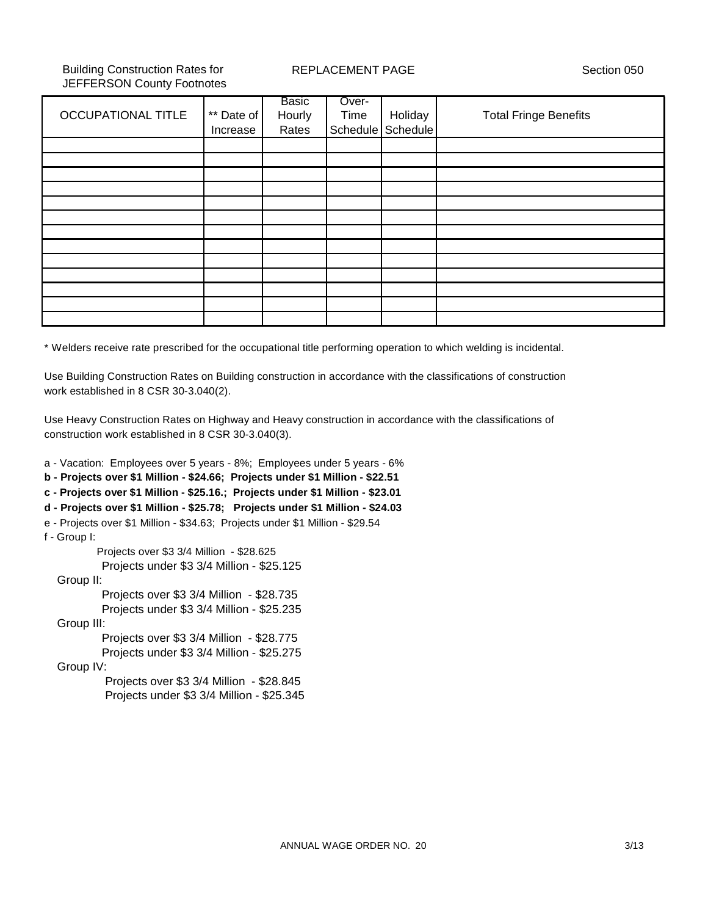Building Construction Rates for JEFFERSON County Footnotes

REPLACEMENT PAGE

Section 050

| OCCUPATIONAL TITLE | ** Date of Increase | Basic Hourly Rates | Over-Time Schedule | Holiday Schedule | Total Fringe Benefits |
|---|---|---|---|---|---|
| | | | | | |
| | | | | | |
| | | | | | |
| | | | | | |
| | | | | | |
| | | | | | |
| | | | | | |
| | | | | | |
| | | | | | |
| | | | | | |
| | | | | | |
| | | | | | |
| | | | | | |

* Welders receive rate prescribed for the occupational title performing operation to which welding is incidental.

Use Building Construction Rates on Building construction in accordance with the classifications of construction work established in 8 CSR 30-3.040(2).

Use Heavy Construction Rates on Highway and Heavy construction in accordance with the classifications of construction work established in 8 CSR 30-3.040(3).

a - Vacation: Employees over 5 years - 8%; Employees under 5 years - 6%
**b - Projects over $1 Million - $24.66; Projects under $1 Million - $22.51**
**c - Projects over $1 Million - $25.16.; Projects under $1 Million - $23.01**
**d - Projects over $1 Million - $25.78; Projects under $1 Million - $24.03**
e - Projects over $1 Million - $34.63; Projects under $1 Million - $29.54
f - Group I:
Projects over $3 3/4 Million - $28.625
Projects under $3 3/4 Million - $25.125
Group II:
Projects over $3 3/4 Million - $28.735
Projects under $3 3/4 Million - $25.235
Group III:
Projects over $3 3/4 Million - $28.775
Projects under $3 3/4 Million - $25.275
Group IV:
Projects over $3 3/4 Million - $28.845
Projects under $3 3/4 Million - $25.345

ANNUAL WAGE ORDER NO. 20 3/13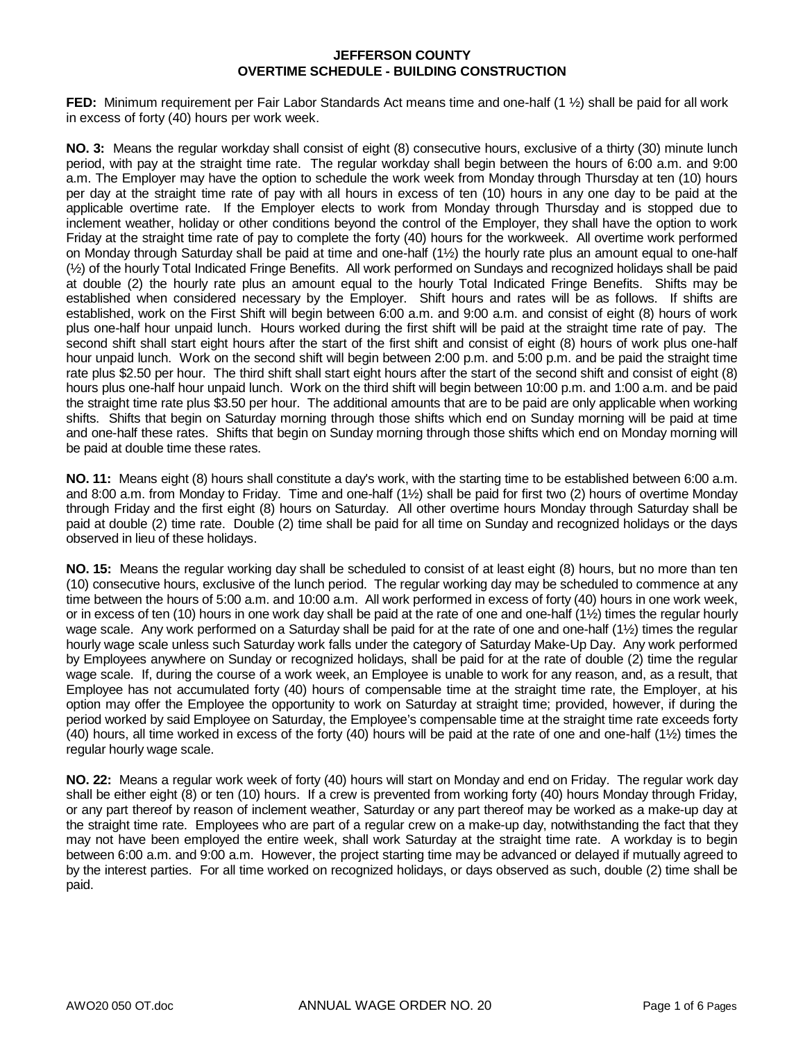# JEFFERSON COUNTY
## OVERTIME SCHEDULE - BUILDING CONSTRUCTION

**FED:** Minimum requirement per Fair Labor Standards Act means time and one-half (1 ½) shall be paid for all work in excess of forty (40) hours per work week.

**NO. 3:** Means the regular workday shall consist of eight (8) consecutive hours, exclusive of a thirty (30) minute lunch period, with pay at the straight time rate. The regular workday shall begin between the hours of 6:00 a.m. and 9:00 a.m. The Employer may have the option to schedule the work week from Monday through Thursday at ten (10) hours per day at the straight time rate of pay with all hours in excess of ten (10) hours in any one day to be paid at the applicable overtime rate. If the Employer elects to work from Monday through Thursday and is stopped due to inclement weather, holiday or other conditions beyond the control of the Employer, they shall have the option to work Friday at the straight time rate of pay to complete the forty (40) hours for the workweek. All overtime work performed on Monday through Saturday shall be paid at time and one-half (1½) the hourly rate plus an amount equal to one-half (½) of the hourly Total Indicated Fringe Benefits. All work performed on Sundays and recognized holidays shall be paid at double (2) the hourly rate plus an amount equal to the hourly Total Indicated Fringe Benefits. Shifts may be established when considered necessary by the Employer. Shift hours and rates will be as follows. If shifts are established, work on the First Shift will begin between 6:00 a.m. and 9:00 a.m. and consist of eight (8) hours of work plus one-half hour unpaid lunch. Hours worked during the first shift will be paid at the straight time rate of pay. The second shift shall start eight hours after the start of the first shift and consist of eight (8) hours of work plus one-half hour unpaid lunch. Work on the second shift will begin between 2:00 p.m. and 5:00 p.m. and be paid the straight time rate plus $2.50 per hour. The third shift shall start eight hours after the start of the second shift and consist of eight (8) hours plus one-half hour unpaid lunch. Work on the third shift will begin between 10:00 p.m. and 1:00 a.m. and be paid the straight time rate plus $3.50 per hour. The additional amounts that are to be paid are only applicable when working shifts. Shifts that begin on Saturday morning through those shifts which end on Sunday morning will be paid at time and one-half these rates. Shifts that begin on Sunday morning through those shifts which end on Monday morning will be paid at double time these rates.

**NO. 11:** Means eight (8) hours shall constitute a day's work, with the starting time to be established between 6:00 a.m. and 8:00 a.m. from Monday to Friday. Time and one-half (1½) shall be paid for first two (2) hours of overtime Monday through Friday and the first eight (8) hours on Saturday. All other overtime hours Monday through Saturday shall be paid at double (2) time rate. Double (2) time shall be paid for all time on Sunday and recognized holidays or the days observed in lieu of these holidays.

**NO. 15:** Means the regular working day shall be scheduled to consist of at least eight (8) hours, but no more than ten (10) consecutive hours, exclusive of the lunch period. The regular working day may be scheduled to commence at any time between the hours of 5:00 a.m. and 10:00 a.m. All work performed in excess of forty (40) hours in one work week, or in excess of ten (10) hours in one work day shall be paid at the rate of one and one-half (1½) times the regular hourly wage scale. Any work performed on a Saturday shall be paid for at the rate of one and one-half (1½) times the regular hourly wage scale unless such Saturday work falls under the category of Saturday Make-Up Day. Any work performed by Employees anywhere on Sunday or recognized holidays, shall be paid for at the rate of double (2) time the regular wage scale. If, during the course of a work week, an Employee is unable to work for any reason, and, as a result, that Employee has not accumulated forty (40) hours of compensable time at the straight time rate, the Employer, at his option may offer the Employee the opportunity to work on Saturday at straight time; provided, however, if during the period worked by said Employee on Saturday, the Employee's compensable time at the straight time rate exceeds forty (40) hours, all time worked in excess of the forty (40) hours will be paid at the rate of one and one-half (1½) times the regular hourly wage scale.

**NO. 22:** Means a regular work week of forty (40) hours will start on Monday and end on Friday. The regular work day shall be either eight (8) or ten (10) hours. If a crew is prevented from working forty (40) hours Monday through Friday, or any part thereof by reason of inclement weather, Saturday or any part thereof may be worked as a make-up day at the straight time rate. Employees who are part of a regular crew on a make-up day, notwithstanding the fact that they may not have been employed the entire week, shall work Saturday at the straight time rate. A workday is to begin between 6:00 a.m. and 9:00 a.m. However, the project starting time may be advanced or delayed if mutually agreed to by the interest parties. For all time worked on recognized holidays, or days observed as such, double (2) time shall be paid.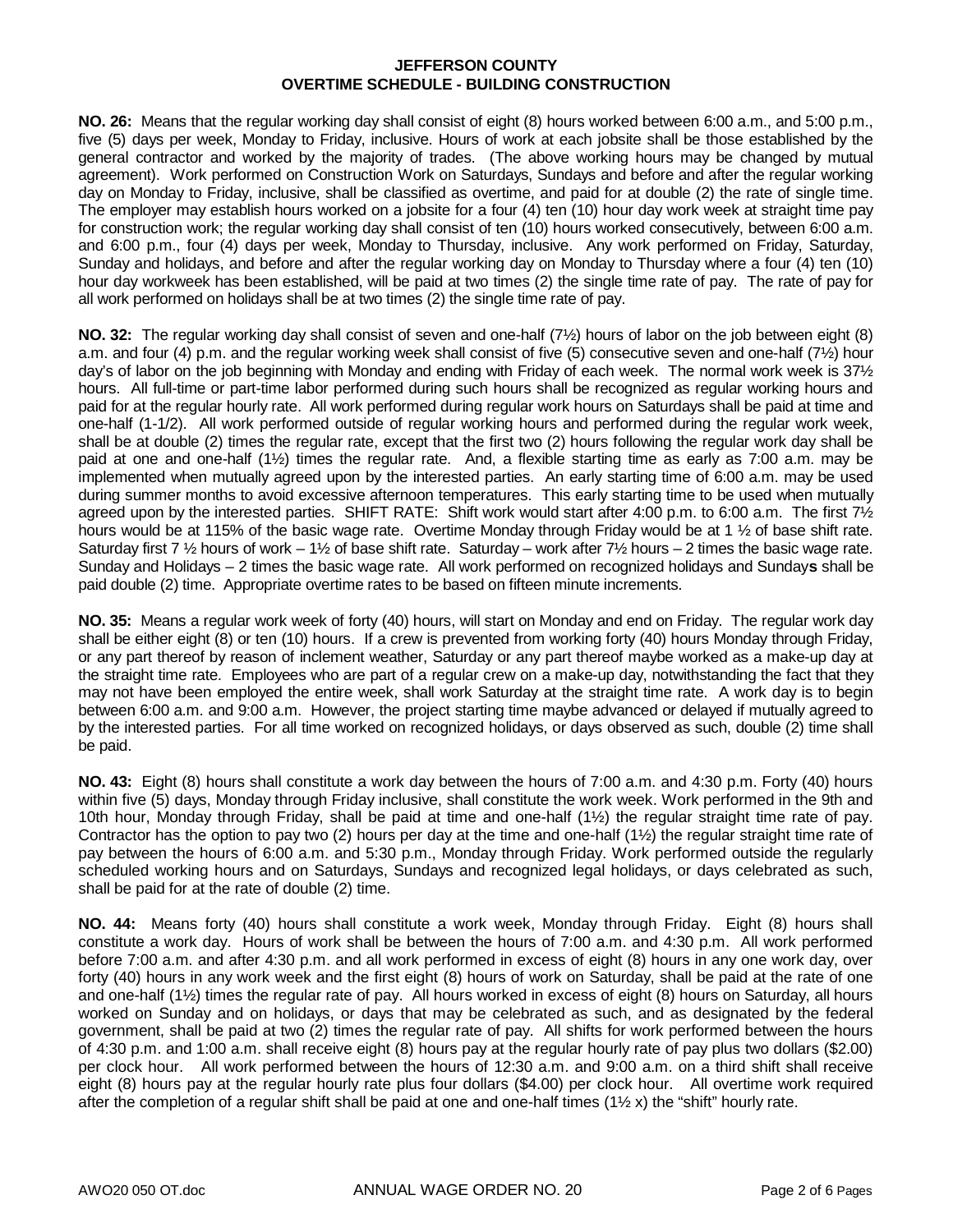# JEFFERSON COUNTY
## OVERTIME SCHEDULE - BUILDING CONSTRUCTION

**NO. 26:** Means that the regular working day shall consist of eight (8) hours worked between 6:00 a.m., and 5:00 p.m., five (5) days per week, Monday to Friday, inclusive. Hours of work at each jobsite shall be those established by the general contractor and worked by the majority of trades. (The above working hours may be changed by mutual agreement). Work performed on Construction Work on Saturdays, Sundays and before and after the regular working day on Monday to Friday, inclusive, shall be classified as overtime, and paid for at double (2) the rate of single time. The employer may establish hours worked on a jobsite for a four (4) ten (10) hour day work week at straight time pay for construction work; the regular working day shall consist of ten (10) hours worked consecutively, between 6:00 a.m. and 6:00 p.m., four (4) days per week, Monday to Thursday, inclusive. Any work performed on Friday, Saturday, Sunday and holidays, and before and after the regular working day on Monday to Thursday where a four (4) ten (10) hour day workweek has been established, will be paid at two times (2) the single time rate of pay. The rate of pay for all work performed on holidays shall be at two times (2) the single time rate of pay.

**NO. 32:** The regular working day shall consist of seven and one-half (7½) hours of labor on the job between eight (8) a.m. and four (4) p.m. and the regular working week shall consist of five (5) consecutive seven and one-half (7½) hour day's of labor on the job beginning with Monday and ending with Friday of each week. The normal work week is 37½ hours. All full-time or part-time labor performed during such hours shall be recognized as regular working hours and paid for at the regular hourly rate. All work performed during regular work hours on Saturdays shall be paid at time and one-half (1-1/2). All work performed outside of regular working hours and performed during the regular work week, shall be at double (2) times the regular rate, except that the first two (2) hours following the regular work day shall be paid at one and one-half (1½) times the regular rate. And, a flexible starting time as early as 7:00 a.m. may be implemented when mutually agreed upon by the interested parties. An early starting time of 6:00 a.m. may be used during summer months to avoid excessive afternoon temperatures. This early starting time to be used when mutually agreed upon by the interested parties. SHIFT RATE: Shift work would start after 4:00 p.m. to 6:00 a.m. The first 7½ hours would be at 115% of the basic wage rate. Overtime Monday through Friday would be at 1 ½ of base shift rate. Saturday first 7 ½ hours of work – 1½ of base shift rate. Saturday – work after 7½ hours – 2 times the basic wage rate. Sunday and Holidays – 2 times the basic wage rate. All work performed on recognized holidays and Sunday**s** shall be paid double (2) time. Appropriate overtime rates to be based on fifteen minute increments.

**NO. 35:** Means a regular work week of forty (40) hours, will start on Monday and end on Friday. The regular work day shall be either eight (8) or ten (10) hours. If a crew is prevented from working forty (40) hours Monday through Friday, or any part thereof by reason of inclement weather, Saturday or any part thereof maybe worked as a make-up day at the straight time rate. Employees who are part of a regular crew on a make-up day, notwithstanding the fact that they may not have been employed the entire week, shall work Saturday at the straight time rate. A work day is to begin between 6:00 a.m. and 9:00 a.m. However, the project starting time maybe advanced or delayed if mutually agreed to by the interested parties. For all time worked on recognized holidays, or days observed as such, double (2) time shall be paid.

**NO. 43:** Eight (8) hours shall constitute a work day between the hours of 7:00 a.m. and 4:30 p.m. Forty (40) hours within five (5) days, Monday through Friday inclusive, shall constitute the work week. Work performed in the 9th and 10th hour, Monday through Friday, shall be paid at time and one-half (1½) the regular straight time rate of pay. Contractor has the option to pay two (2) hours per day at the time and one-half (1½) the regular straight time rate of pay between the hours of 6:00 a.m. and 5:30 p.m., Monday through Friday. Work performed outside the regularly scheduled working hours and on Saturdays, Sundays and recognized legal holidays, or days celebrated as such, shall be paid for at the rate of double (2) time.

**NO. 44:** Means forty (40) hours shall constitute a work week, Monday through Friday. Eight (8) hours shall constitute a work day. Hours of work shall be between the hours of 7:00 a.m. and 4:30 p.m. All work performed before 7:00 a.m. and after 4:30 p.m. and all work performed in excess of eight (8) hours in any one work day, over forty (40) hours in any work week and the first eight (8) hours of work on Saturday, shall be paid at the rate of one and one-half (1½) times the regular rate of pay. All hours worked in excess of eight (8) hours on Saturday, all hours worked on Sunday and on holidays, or days that may be celebrated as such, and as designated by the federal government, shall be paid at two (2) times the regular rate of pay. All shifts for work performed between the hours of 4:30 p.m. and 1:00 a.m. shall receive eight (8) hours pay at the regular hourly rate of pay plus two dollars ($2.00) per clock hour. All work performed between the hours of 12:30 a.m. and 9:00 a.m. on a third shift shall receive eight (8) hours pay at the regular hourly rate plus four dollars ($4.00) per clock hour. All overtime work required after the completion of a regular shift shall be paid at one and one-half times (1½ x) the "shift" hourly rate.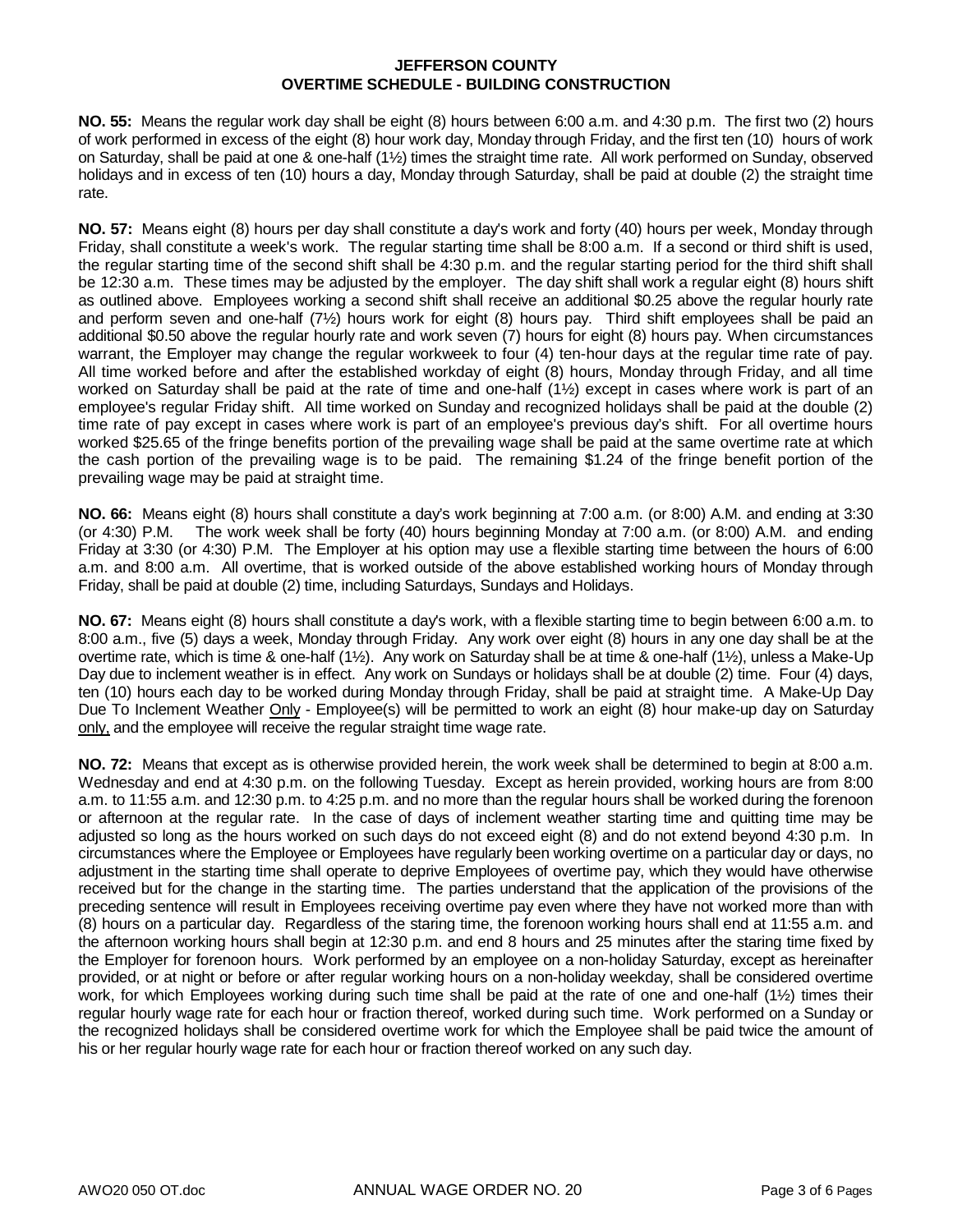# JEFFERSON COUNTY
## OVERTIME SCHEDULE - BUILDING CONSTRUCTION

**NO. 55:** Means the regular work day shall be eight (8) hours between 6:00 a.m. and 4:30 p.m. The first two (2) hours of work performed in excess of the eight (8) hour work day, Monday through Friday, and the first ten (10) hours of work on Saturday, shall be paid at one & one-half (1½) times the straight time rate. All work performed on Sunday, observed holidays and in excess of ten (10) hours a day, Monday through Saturday, shall be paid at double (2) the straight time rate.

**NO. 57:** Means eight (8) hours per day shall constitute a day's work and forty (40) hours per week, Monday through Friday, shall constitute a week's work. The regular starting time shall be 8:00 a.m. If a second or third shift is used, the regular starting time of the second shift shall be 4:30 p.m. and the regular starting period for the third shift shall be 12:30 a.m. These times may be adjusted by the employer. The day shift shall work a regular eight (8) hours shift as outlined above. Employees working a second shift shall receive an additional $0.25 above the regular hourly rate and perform seven and one-half (7½) hours work for eight (8) hours pay. Third shift employees shall be paid an additional $0.50 above the regular hourly rate and work seven (7) hours for eight (8) hours pay. When circumstances warrant, the Employer may change the regular workweek to four (4) ten-hour days at the regular time rate of pay. All time worked before and after the established workday of eight (8) hours, Monday through Friday, and all time worked on Saturday shall be paid at the rate of time and one-half (1½) except in cases where work is part of an employee's regular Friday shift. All time worked on Sunday and recognized holidays shall be paid at the double (2) time rate of pay except in cases where work is part of an employee's previous day's shift. For all overtime hours worked $25.65 of the fringe benefits portion of the prevailing wage shall be paid at the same overtime rate at which the cash portion of the prevailing wage is to be paid. The remaining $1.24 of the fringe benefit portion of the prevailing wage may be paid at straight time.

**NO. 66:** Means eight (8) hours shall constitute a day's work beginning at 7:00 a.m. (or 8:00) A.M. and ending at 3:30 (or 4:30) P.M. The work week shall be forty (40) hours beginning Monday at 7:00 a.m. (or 8:00) A.M. and ending Friday at 3:30 (or 4:30) P.M. The Employer at his option may use a flexible starting time between the hours of 6:00 a.m. and 8:00 a.m. All overtime, that is worked outside of the above established working hours of Monday through Friday, shall be paid at double (2) time, including Saturdays, Sundays and Holidays.

**NO. 67:** Means eight (8) hours shall constitute a day's work, with a flexible starting time to begin between 6:00 a.m. to 8:00 a.m., five (5) days a week, Monday through Friday. Any work over eight (8) hours in any one day shall be at the overtime rate, which is time & one-half (1½). Any work on Saturday shall be at time & one-half (1½), unless a Make-Up Day due to inclement weather is in effect. Any work on Sundays or holidays shall be at double (2) time. Four (4) days, ten (10) hours each day to be worked during Monday through Friday, shall be paid at straight time. A Make-Up Day Due To Inclement Weather Only - Employee(s) will be permitted to work an eight (8) hour make-up day on Saturday only, and the employee will receive the regular straight time wage rate.

**NO. 72:** Means that except as is otherwise provided herein, the work week shall be determined to begin at 8:00 a.m. Wednesday and end at 4:30 p.m. on the following Tuesday. Except as herein provided, working hours are from 8:00 a.m. to 11:55 a.m. and 12:30 p.m. to 4:25 p.m. and no more than the regular hours shall be worked during the forenoon or afternoon at the regular rate. In the case of days of inclement weather starting time and quitting time may be adjusted so long as the hours worked on such days do not exceed eight (8) and do not extend beyond 4:30 p.m. In circumstances where the Employee or Employees have regularly been working overtime on a particular day or days, no adjustment in the starting time shall operate to deprive Employees of overtime pay, which they would have otherwise received but for the change in the starting time. The parties understand that the application of the provisions of the preceding sentence will result in Employees receiving overtime pay even where they have not worked more than with (8) hours on a particular day. Regardless of the staring time, the forenoon working hours shall end at 11:55 a.m. and the afternoon working hours shall begin at 12:30 p.m. and end 8 hours and 25 minutes after the staring time fixed by the Employer for forenoon hours. Work performed by an employee on a non-holiday Saturday, except as hereinafter provided, or at night or before or after regular working hours on a non-holiday weekday, shall be considered overtime work, for which Employees working during such time shall be paid at the rate of one and one-half (1½) times their regular hourly wage rate for each hour or fraction thereof, worked during such time. Work performed on a Sunday or the recognized holidays shall be considered overtime work for which the Employee shall be paid twice the amount of his or her regular hourly wage rate for each hour or fraction thereof worked on any such day.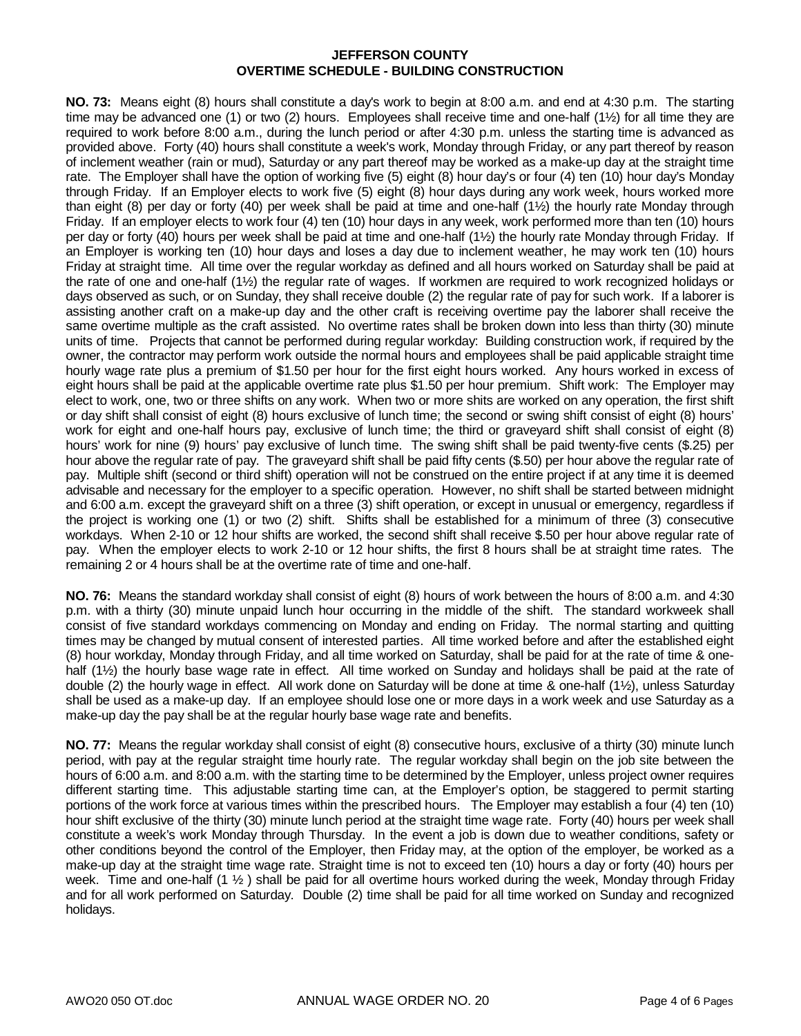# JEFFERSON COUNTY
## OVERTIME SCHEDULE - BUILDING CONSTRUCTION

**NO. 73:** Means eight (8) hours shall constitute a day's work to begin at 8:00 a.m. and end at 4:30 p.m. The starting time may be advanced one (1) or two (2) hours. Employees shall receive time and one-half (1½) for all time they are required to work before 8:00 a.m., during the lunch period or after 4:30 p.m. unless the starting time is advanced as provided above. Forty (40) hours shall constitute a week's work, Monday through Friday, or any part thereof by reason of inclement weather (rain or mud), Saturday or any part thereof may be worked as a make-up day at the straight time rate. The Employer shall have the option of working five (5) eight (8) hour day's or four (4) ten (10) hour day's Monday through Friday. If an Employer elects to work five (5) eight (8) hour days during any work week, hours worked more than eight (8) per day or forty (40) per week shall be paid at time and one-half (1½) the hourly rate Monday through Friday. If an employer elects to work four (4) ten (10) hour days in any week, work performed more than ten (10) hours per day or forty (40) hours per week shall be paid at time and one-half (1½) the hourly rate Monday through Friday. If an Employer is working ten (10) hour days and loses a day due to inclement weather, he may work ten (10) hours Friday at straight time. All time over the regular workday as defined and all hours worked on Saturday shall be paid at the rate of one and one-half (1½) the regular rate of wages. If workmen are required to work recognized holidays or days observed as such, or on Sunday, they shall receive double (2) the regular rate of pay for such work. If a laborer is assisting another craft on a make-up day and the other craft is receiving overtime pay the laborer shall receive the same overtime multiple as the craft assisted. No overtime rates shall be broken down into less than thirty (30) minute units of time. Projects that cannot be performed during regular workday: Building construction work, if required by the owner, the contractor may perform work outside the normal hours and employees shall be paid applicable straight time hourly wage rate plus a premium of $1.50 per hour for the first eight hours worked. Any hours worked in excess of eight hours shall be paid at the applicable overtime rate plus $1.50 per hour premium. Shift work: The Employer may elect to work, one, two or three shifts on any work. When two or more shits are worked on any operation, the first shift or day shift shall consist of eight (8) hours exclusive of lunch time; the second or swing shift consist of eight (8) hours' work for eight and one-half hours pay, exclusive of lunch time; the third or graveyard shift shall consist of eight (8) hours' work for nine (9) hours' pay exclusive of lunch time. The swing shift shall be paid twenty-five cents ($.25) per hour above the regular rate of pay. The graveyard shift shall be paid fifty cents ($.50) per hour above the regular rate of pay. Multiple shift (second or third shift) operation will not be construed on the entire project if at any time it is deemed advisable and necessary for the employer to a specific operation. However, no shift shall be started between midnight and 6:00 a.m. except the graveyard shift on a three (3) shift operation, or except in unusual or emergency, regardless if the project is working one (1) or two (2) shift. Shifts shall be established for a minimum of three (3) consecutive workdays. When 2-10 or 12 hour shifts are worked, the second shift shall receive $.50 per hour above regular rate of pay. When the employer elects to work 2-10 or 12 hour shifts, the first 8 hours shall be at straight time rates. The remaining 2 or 4 hours shall be at the overtime rate of time and one-half.

**NO. 76:** Means the standard workday shall consist of eight (8) hours of work between the hours of 8:00 a.m. and 4:30 p.m. with a thirty (30) minute unpaid lunch hour occurring in the middle of the shift. The standard workweek shall consist of five standard workdays commencing on Monday and ending on Friday. The normal starting and quitting times may be changed by mutual consent of interested parties. All time worked before and after the established eight (8) hour workday, Monday through Friday, and all time worked on Saturday, shall be paid for at the rate of time & one-half (1½) the hourly base wage rate in effect. All time worked on Sunday and holidays shall be paid at the rate of double (2) the hourly wage in effect. All work done on Saturday will be done at time & one-half (1½), unless Saturday shall be used as a make-up day. If an employee should lose one or more days in a work week and use Saturday as a make-up day the pay shall be at the regular hourly base wage rate and benefits.

**NO. 77:** Means the regular workday shall consist of eight (8) consecutive hours, exclusive of a thirty (30) minute lunch period, with pay at the regular straight time hourly rate. The regular workday shall begin on the job site between the hours of 6:00 a.m. and 8:00 a.m. with the starting time to be determined by the Employer, unless project owner requires different starting time. This adjustable starting time can, at the Employer's option, be staggered to permit starting portions of the work force at various times within the prescribed hours. The Employer may establish a four (4) ten (10) hour shift exclusive of the thirty (30) minute lunch period at the straight time wage rate. Forty (40) hours per week shall constitute a week's work Monday through Thursday. In the event a job is down due to weather conditions, safety or other conditions beyond the control of the Employer, then Friday may, at the option of the employer, be worked as a make-up day at the straight time wage rate. Straight time is not to exceed ten (10) hours a day or forty (40) hours per week. Time and one-half (1 ½ ) shall be paid for all overtime hours worked during the week, Monday through Friday and for all work performed on Saturday. Double (2) time shall be paid for all time worked on Sunday and recognized holidays.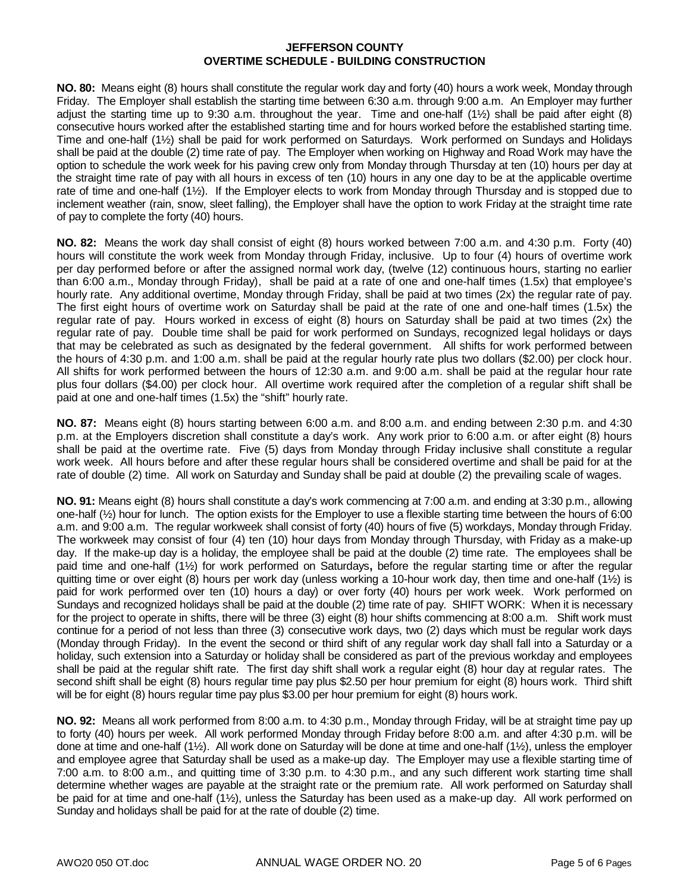# JEFFERSON COUNTY
## OVERTIME SCHEDULE - BUILDING CONSTRUCTION

**NO. 80:** Means eight (8) hours shall constitute the regular work day and forty (40) hours a work week, Monday through Friday. The Employer shall establish the starting time between 6:30 a.m. through 9:00 a.m. An Employer may further adjust the starting time up to 9:30 a.m. throughout the year. Time and one-half (1½) shall be paid after eight (8) consecutive hours worked after the established starting time and for hours worked before the established starting time. Time and one-half (1½) shall be paid for work performed on Saturdays. Work performed on Sundays and Holidays shall be paid at the double (2) time rate of pay. The Employer when working on Highway and Road Work may have the option to schedule the work week for his paving crew only from Monday through Thursday at ten (10) hours per day at the straight time rate of pay with all hours in excess of ten (10) hours in any one day to be at the applicable overtime rate of time and one-half (1½). If the Employer elects to work from Monday through Thursday and is stopped due to inclement weather (rain, snow, sleet falling), the Employer shall have the option to work Friday at the straight time rate of pay to complete the forty (40) hours.

**NO. 82:** Means the work day shall consist of eight (8) hours worked between 7:00 a.m. and 4:30 p.m. Forty (40) hours will constitute the work week from Monday through Friday, inclusive. Up to four (4) hours of overtime work per day performed before or after the assigned normal work day, (twelve (12) continuous hours, starting no earlier than 6:00 a.m., Monday through Friday), shall be paid at a rate of one and one-half times (1.5x) that employee's hourly rate. Any additional overtime, Monday through Friday, shall be paid at two times (2x) the regular rate of pay. The first eight hours of overtime work on Saturday shall be paid at the rate of one and one-half times (1.5x) the regular rate of pay. Hours worked in excess of eight (8) hours on Saturday shall be paid at two times (2x) the regular rate of pay. Double time shall be paid for work performed on Sundays, recognized legal holidays or days that may be celebrated as such as designated by the federal government. All shifts for work performed between the hours of 4:30 p.m. and 1:00 a.m. shall be paid at the regular hourly rate plus two dollars ($2.00) per clock hour. All shifts for work performed between the hours of 12:30 a.m. and 9:00 a.m. shall be paid at the regular hour rate plus four dollars ($4.00) per clock hour. All overtime work required after the completion of a regular shift shall be paid at one and one-half times (1.5x) the "shift" hourly rate.

**NO. 87:** Means eight (8) hours starting between 6:00 a.m. and 8:00 a.m. and ending between 2:30 p.m. and 4:30 p.m. at the Employers discretion shall constitute a day's work. Any work prior to 6:00 a.m. or after eight (8) hours shall be paid at the overtime rate. Five (5) days from Monday through Friday inclusive shall constitute a regular work week. All hours before and after these regular hours shall be considered overtime and shall be paid for at the rate of double (2) time. All work on Saturday and Sunday shall be paid at double (2) the prevailing scale of wages.

**NO. 91:** Means eight (8) hours shall constitute a day's work commencing at 7:00 a.m. and ending at 3:30 p.m., allowing one-half (½) hour for lunch. The option exists for the Employer to use a flexible starting time between the hours of 6:00 a.m. and 9:00 a.m. The regular workweek shall consist of forty (40) hours of five (5) workdays, Monday through Friday. The workweek may consist of four (4) ten (10) hour days from Monday through Thursday, with Friday as a make-up day. If the make-up day is a holiday, the employee shall be paid at the double (2) time rate. The employees shall be paid time and one-half (1½) for work performed on Saturdays**,** before the regular starting time or after the regular quitting time or over eight (8) hours per work day (unless working a 10-hour work day, then time and one-half (1½) is paid for work performed over ten (10) hours a day) or over forty (40) hours per work week. Work performed on Sundays and recognized holidays shall be paid at the double (2) time rate of pay. SHIFT WORK: When it is necessary for the project to operate in shifts, there will be three (3) eight (8) hour shifts commencing at 8:00 a.m. Shift work must continue for a period of not less than three (3) consecutive work days, two (2) days which must be regular work days (Monday through Friday). In the event the second or third shift of any regular work day shall fall into a Saturday or a holiday, such extension into a Saturday or holiday shall be considered as part of the previous workday and employees shall be paid at the regular shift rate. The first day shift shall work a regular eight (8) hour day at regular rates. The second shift shall be eight (8) hours regular time pay plus $2.50 per hour premium for eight (8) hours work. Third shift will be for eight (8) hours regular time pay plus $3.00 per hour premium for eight (8) hours work.

**NO. 92:** Means all work performed from 8:00 a.m. to 4:30 p.m., Monday through Friday, will be at straight time pay up to forty (40) hours per week. All work performed Monday through Friday before 8:00 a.m. and after 4:30 p.m. will be done at time and one-half (1½). All work done on Saturday will be done at time and one-half (1½), unless the employer and employee agree that Saturday shall be used as a make-up day. The Employer may use a flexible starting time of 7:00 a.m. to 8:00 a.m., and quitting time of 3:30 p.m. to 4:30 p.m., and any such different work starting time shall determine whether wages are payable at the straight rate or the premium rate. All work performed on Saturday shall be paid for at time and one-half (1½), unless the Saturday has been used as a make-up day. All work performed on Sunday and holidays shall be paid for at the rate of double (2) time.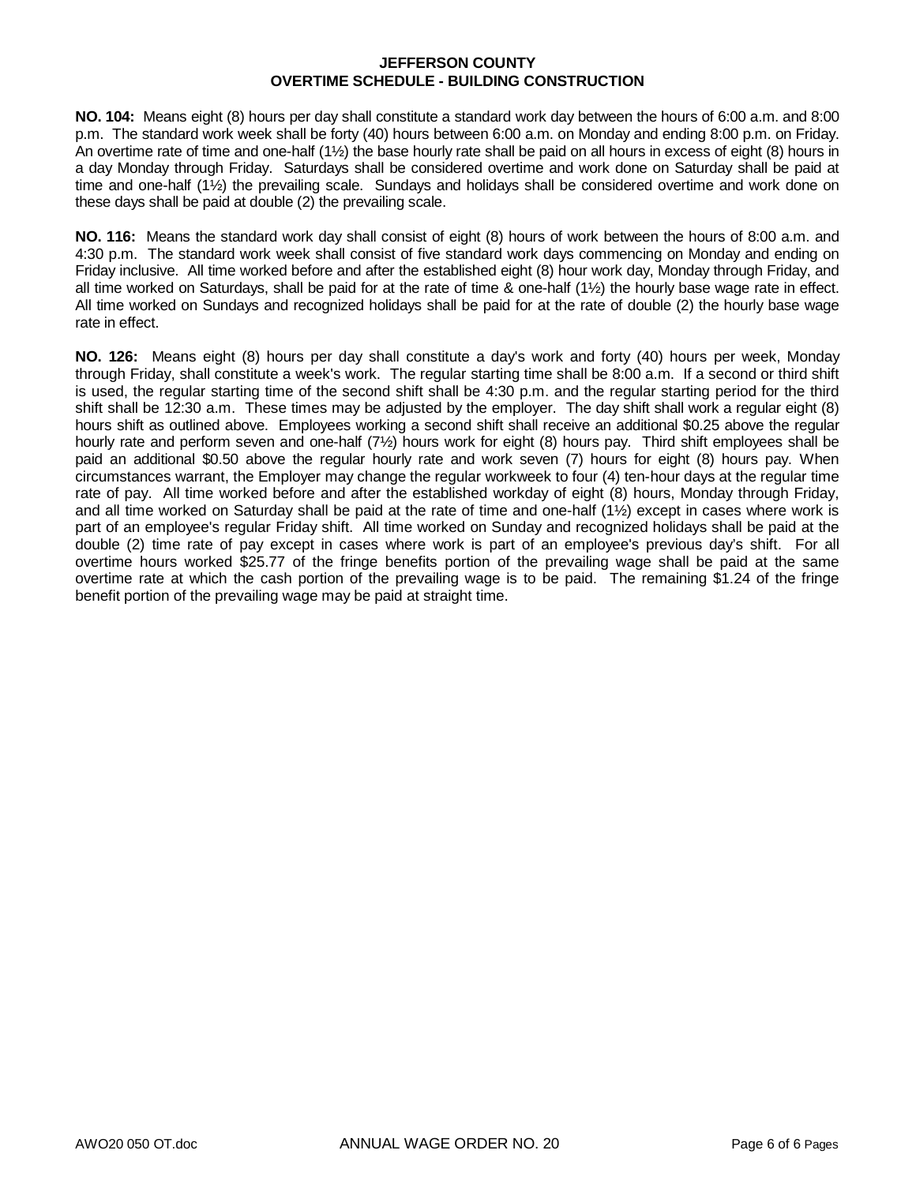# JEFFERSON COUNTY
## OVERTIME SCHEDULE - BUILDING CONSTRUCTION

**NO. 104:** Means eight (8) hours per day shall constitute a standard work day between the hours of 6:00 a.m. and 8:00 p.m. The standard work week shall be forty (40) hours between 6:00 a.m. on Monday and ending 8:00 p.m. on Friday. An overtime rate of time and one-half (1½) the base hourly rate shall be paid on all hours in excess of eight (8) hours in a day Monday through Friday. Saturdays shall be considered overtime and work done on Saturday shall be paid at time and one-half (1½) the prevailing scale. Sundays and holidays shall be considered overtime and work done on these days shall be paid at double (2) the prevailing scale.

**NO. 116:** Means the standard work day shall consist of eight (8) hours of work between the hours of 8:00 a.m. and 4:30 p.m. The standard work week shall consist of five standard work days commencing on Monday and ending on Friday inclusive. All time worked before and after the established eight (8) hour work day, Monday through Friday, and all time worked on Saturdays, shall be paid for at the rate of time & one-half (1½) the hourly base wage rate in effect. All time worked on Sundays and recognized holidays shall be paid for at the rate of double (2) the hourly base wage rate in effect.

**NO. 126:** Means eight (8) hours per day shall constitute a day's work and forty (40) hours per week, Monday through Friday, shall constitute a week's work. The regular starting time shall be 8:00 a.m. If a second or third shift is used, the regular starting time of the second shift shall be 4:30 p.m. and the regular starting period for the third shift shall be 12:30 a.m. These times may be adjusted by the employer. The day shift shall work a regular eight (8) hours shift as outlined above. Employees working a second shift shall receive an additional $0.25 above the regular hourly rate and perform seven and one-half (7½) hours work for eight (8) hours pay. Third shift employees shall be paid an additional $0.50 above the regular hourly rate and work seven (7) hours for eight (8) hours pay. When circumstances warrant, the Employer may change the regular workweek to four (4) ten-hour days at the regular time rate of pay. All time worked before and after the established workday of eight (8) hours, Monday through Friday, and all time worked on Saturday shall be paid at the rate of time and one-half (1½) except in cases where work is part of an employee's regular Friday shift. All time worked on Sunday and recognized holidays shall be paid at the double (2) time rate of pay except in cases where work is part of an employee's previous day's shift. For all overtime hours worked $25.77 of the fringe benefits portion of the prevailing wage shall be paid at the same overtime rate at which the cash portion of the prevailing wage is to be paid. The remaining $1.24 of the fringe benefit portion of the prevailing wage may be paid at straight time.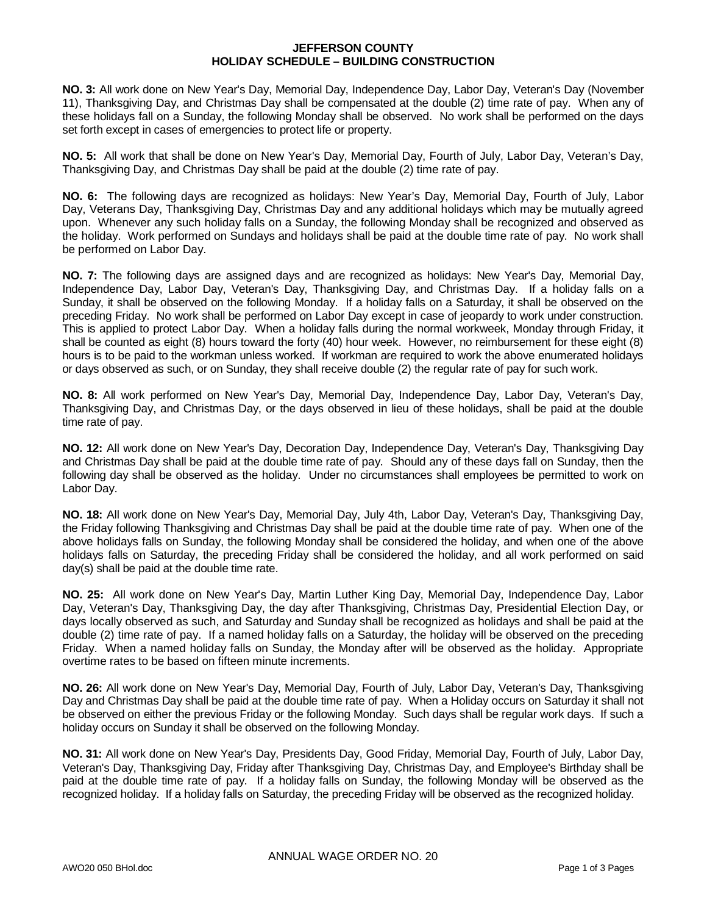# JEFFERSON COUNTY
## HOLIDAY SCHEDULE – BUILDING CONSTRUCTION

**NO. 3:** All work done on New Year's Day, Memorial Day, Independence Day, Labor Day, Veteran's Day (November 11), Thanksgiving Day, and Christmas Day shall be compensated at the double (2) time rate of pay. When any of these holidays fall on a Sunday, the following Monday shall be observed. No work shall be performed on the days set forth except in cases of emergencies to protect life or property.

**NO. 5:** All work that shall be done on New Year's Day, Memorial Day, Fourth of July, Labor Day, Veteran's Day, Thanksgiving Day, and Christmas Day shall be paid at the double (2) time rate of pay.

**NO. 6:** The following days are recognized as holidays: New Year's Day, Memorial Day, Fourth of July, Labor Day, Veterans Day, Thanksgiving Day, Christmas Day and any additional holidays which may be mutually agreed upon. Whenever any such holiday falls on a Sunday, the following Monday shall be recognized and observed as the holiday. Work performed on Sundays and holidays shall be paid at the double time rate of pay. No work shall be performed on Labor Day.

**NO. 7:** The following days are assigned days and are recognized as holidays: New Year's Day, Memorial Day, Independence Day, Labor Day, Veteran's Day, Thanksgiving Day, and Christmas Day. If a holiday falls on a Sunday, it shall be observed on the following Monday. If a holiday falls on a Saturday, it shall be observed on the preceding Friday. No work shall be performed on Labor Day except in case of jeopardy to work under construction. This is applied to protect Labor Day. When a holiday falls during the normal workweek, Monday through Friday, it shall be counted as eight (8) hours toward the forty (40) hour week. However, no reimbursement for these eight (8) hours is to be paid to the workman unless worked. If workman are required to work the above enumerated holidays or days observed as such, or on Sunday, they shall receive double (2) the regular rate of pay for such work.

**NO. 8:** All work performed on New Year's Day, Memorial Day, Independence Day, Labor Day, Veteran's Day, Thanksgiving Day, and Christmas Day, or the days observed in lieu of these holidays, shall be paid at the double time rate of pay.

**NO. 12:** All work done on New Year's Day, Decoration Day, Independence Day, Veteran's Day, Thanksgiving Day and Christmas Day shall be paid at the double time rate of pay. Should any of these days fall on Sunday, then the following day shall be observed as the holiday. Under no circumstances shall employees be permitted to work on Labor Day.

**NO. 18:** All work done on New Year's Day, Memorial Day, July 4th, Labor Day, Veteran's Day, Thanksgiving Day, the Friday following Thanksgiving and Christmas Day shall be paid at the double time rate of pay. When one of the above holidays falls on Sunday, the following Monday shall be considered the holiday, and when one of the above holidays falls on Saturday, the preceding Friday shall be considered the holiday, and all work performed on said day(s) shall be paid at the double time rate.

**NO. 25:** All work done on New Year's Day, Martin Luther King Day, Memorial Day, Independence Day, Labor Day, Veteran's Day, Thanksgiving Day, the day after Thanksgiving, Christmas Day, Presidential Election Day, or days locally observed as such, and Saturday and Sunday shall be recognized as holidays and shall be paid at the double (2) time rate of pay. If a named holiday falls on a Saturday, the holiday will be observed on the preceding Friday. When a named holiday falls on Sunday, the Monday after will be observed as the holiday. Appropriate overtime rates to be based on fifteen minute increments.

**NO. 26:** All work done on New Year's Day, Memorial Day, Fourth of July, Labor Day, Veteran's Day, Thanksgiving Day and Christmas Day shall be paid at the double time rate of pay. When a Holiday occurs on Saturday it shall not be observed on either the previous Friday or the following Monday. Such days shall be regular work days. If such a holiday occurs on Sunday it shall be observed on the following Monday.

**NO. 31:** All work done on New Year's Day, Presidents Day, Good Friday, Memorial Day, Fourth of July, Labor Day, Veteran's Day, Thanksgiving Day, Friday after Thanksgiving Day, Christmas Day, and Employee's Birthday shall be paid at the double time rate of pay. If a holiday falls on Sunday, the following Monday will be observed as the recognized holiday. If a holiday falls on Saturday, the preceding Friday will be observed as the recognized holiday.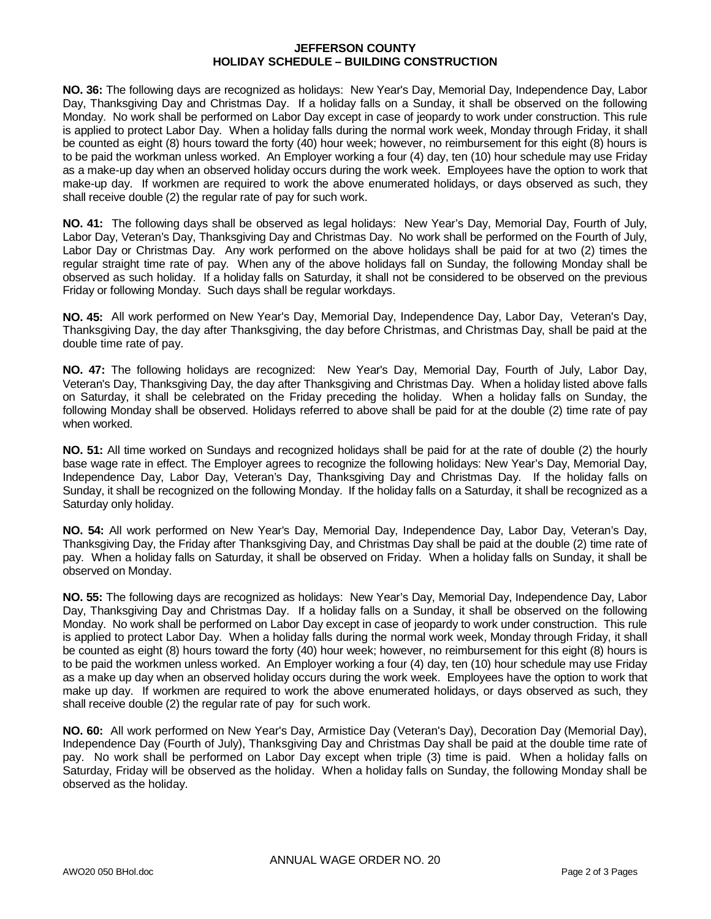# JEFFERSON COUNTY
## HOLIDAY SCHEDULE – BUILDING CONSTRUCTION

**NO. 36:** The following days are recognized as holidays: New Year's Day, Memorial Day, Independence Day, Labor Day, Thanksgiving Day and Christmas Day. If a holiday falls on a Sunday, it shall be observed on the following Monday. No work shall be performed on Labor Day except in case of jeopardy to work under construction. This rule is applied to protect Labor Day. When a holiday falls during the normal work week, Monday through Friday, it shall be counted as eight (8) hours toward the forty (40) hour week; however, no reimbursement for this eight (8) hours is to be paid the workman unless worked. An Employer working a four (4) day, ten (10) hour schedule may use Friday as a make-up day when an observed holiday occurs during the work week. Employees have the option to work that make-up day. If workmen are required to work the above enumerated holidays, or days observed as such, they shall receive double (2) the regular rate of pay for such work.

**NO. 41:** The following days shall be observed as legal holidays: New Year's Day, Memorial Day, Fourth of July, Labor Day, Veteran's Day, Thanksgiving Day and Christmas Day. No work shall be performed on the Fourth of July, Labor Day or Christmas Day. Any work performed on the above holidays shall be paid for at two (2) times the regular straight time rate of pay. When any of the above holidays fall on Sunday, the following Monday shall be observed as such holiday. If a holiday falls on Saturday, it shall not be considered to be observed on the previous Friday or following Monday. Such days shall be regular workdays.

**NO. 45:** All work performed on New Year's Day, Memorial Day, Independence Day, Labor Day, Veteran's Day, Thanksgiving Day, the day after Thanksgiving, the day before Christmas, and Christmas Day, shall be paid at the double time rate of pay.

**NO. 47:** The following holidays are recognized: New Year's Day, Memorial Day, Fourth of July, Labor Day, Veteran's Day, Thanksgiving Day, the day after Thanksgiving and Christmas Day. When a holiday listed above falls on Saturday, it shall be celebrated on the Friday preceding the holiday. When a holiday falls on Sunday, the following Monday shall be observed. Holidays referred to above shall be paid for at the double (2) time rate of pay when worked.

**NO. 51:** All time worked on Sundays and recognized holidays shall be paid for at the rate of double (2) the hourly base wage rate in effect. The Employer agrees to recognize the following holidays: New Year's Day, Memorial Day, Independence Day, Labor Day, Veteran's Day, Thanksgiving Day and Christmas Day. If the holiday falls on Sunday, it shall be recognized on the following Monday. If the holiday falls on a Saturday, it shall be recognized as a Saturday only holiday.

**NO. 54:** All work performed on New Year's Day, Memorial Day, Independence Day, Labor Day, Veteran's Day, Thanksgiving Day, the Friday after Thanksgiving Day, and Christmas Day shall be paid at the double (2) time rate of pay. When a holiday falls on Saturday, it shall be observed on Friday. When a holiday falls on Sunday, it shall be observed on Monday.

**NO. 55:** The following days are recognized as holidays: New Year's Day, Memorial Day, Independence Day, Labor Day, Thanksgiving Day and Christmas Day. If a holiday falls on a Sunday, it shall be observed on the following Monday. No work shall be performed on Labor Day except in case of jeopardy to work under construction. This rule is applied to protect Labor Day. When a holiday falls during the normal work week, Monday through Friday, it shall be counted as eight (8) hours toward the forty (40) hour week; however, no reimbursement for this eight (8) hours is to be paid the workmen unless worked. An Employer working a four (4) day, ten (10) hour schedule may use Friday as a make up day when an observed holiday occurs during the work week. Employees have the option to work that make up day. If workmen are required to work the above enumerated holidays, or days observed as such, they shall receive double (2) the regular rate of pay for such work.

**NO. 60:** All work performed on New Year's Day, Armistice Day (Veteran's Day), Decoration Day (Memorial Day), Independence Day (Fourth of July), Thanksgiving Day and Christmas Day shall be paid at the double time rate of pay. No work shall be performed on Labor Day except when triple (3) time is paid. When a holiday falls on Saturday, Friday will be observed as the holiday. When a holiday falls on Sunday, the following Monday shall be observed as the holiday.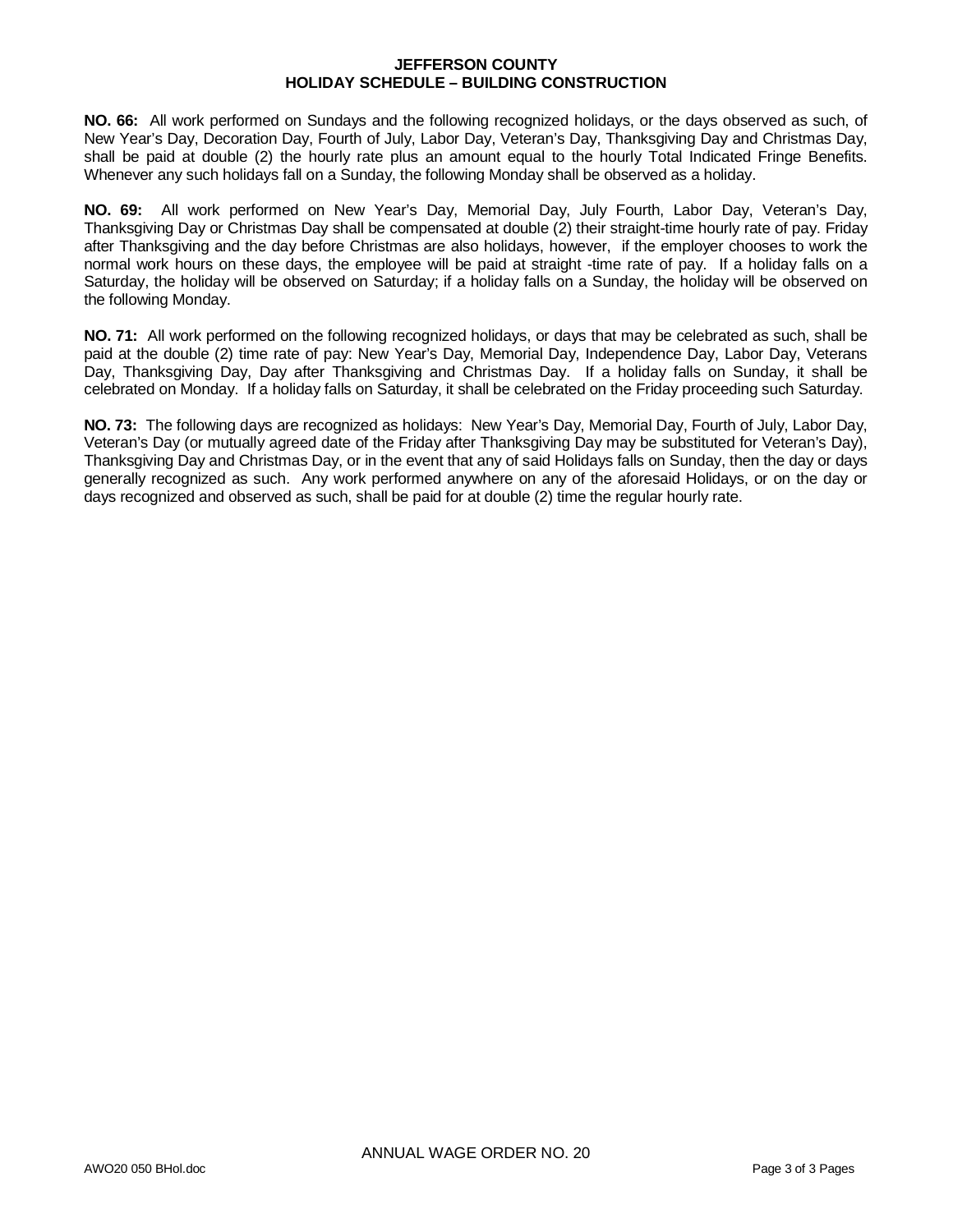# JEFFERSON COUNTY
## HOLIDAY SCHEDULE – BUILDING CONSTRUCTION

**NO. 66:** All work performed on Sundays and the following recognized holidays, or the days observed as such, of New Year's Day, Decoration Day, Fourth of July, Labor Day, Veteran's Day, Thanksgiving Day and Christmas Day, shall be paid at double (2) the hourly rate plus an amount equal to the hourly Total Indicated Fringe Benefits. Whenever any such holidays fall on a Sunday, the following Monday shall be observed as a holiday.

**NO. 69:** All work performed on New Year's Day, Memorial Day, July Fourth, Labor Day, Veteran's Day, Thanksgiving Day or Christmas Day shall be compensated at double (2) their straight-time hourly rate of pay. Friday after Thanksgiving and the day before Christmas are also holidays, however, if the employer chooses to work the normal work hours on these days, the employee will be paid at straight -time rate of pay. If a holiday falls on a Saturday, the holiday will be observed on Saturday; if a holiday falls on a Sunday, the holiday will be observed on the following Monday.

**NO. 71:** All work performed on the following recognized holidays, or days that may be celebrated as such, shall be paid at the double (2) time rate of pay: New Year's Day, Memorial Day, Independence Day, Labor Day, Veterans Day, Thanksgiving Day, Day after Thanksgiving and Christmas Day. If a holiday falls on Sunday, it shall be celebrated on Monday. If a holiday falls on Saturday, it shall be celebrated on the Friday proceeding such Saturday.

**NO. 73:** The following days are recognized as holidays: New Year's Day, Memorial Day, Fourth of July, Labor Day, Veteran's Day (or mutually agreed date of the Friday after Thanksgiving Day may be substituted for Veteran's Day), Thanksgiving Day and Christmas Day, or in the event that any of said Holidays falls on Sunday, then the day or days generally recognized as such. Any work performed anywhere on any of the aforesaid Holidays, or on the day or days recognized and observed as such, shall be paid for at double (2) time the regular hourly rate.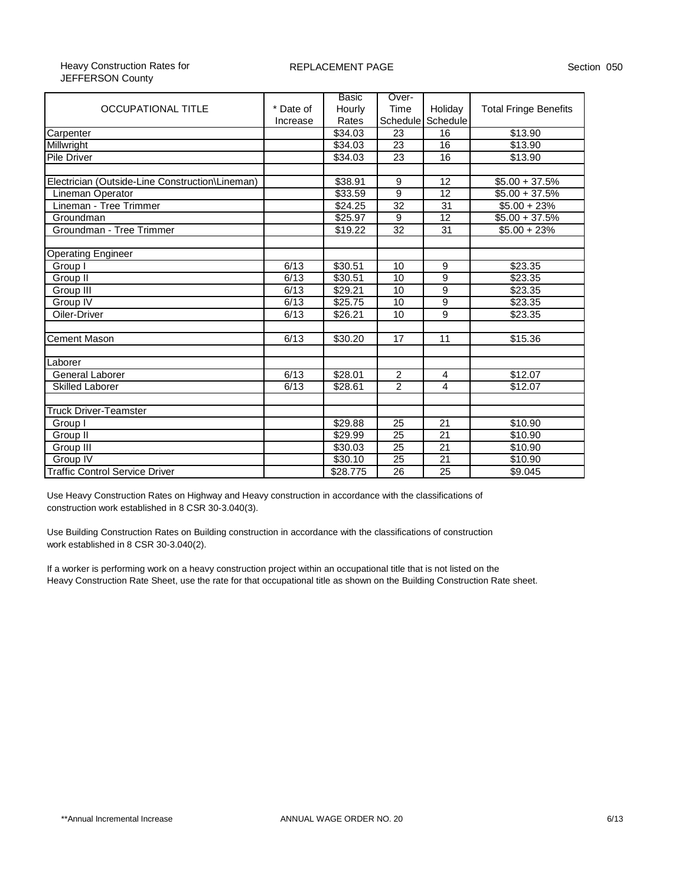Heavy Construction Rates for JEFFERSON County

REPLACEMENT PAGE

Section 050

| OCCUPATIONAL TITLE | * Date of Increase | Basic Hourly Rates | Over-Time Schedule | Holiday Schedule | Total Fringe Benefits |
|---|---|---|---|---|---|
| Carpenter | | $34.03 | 23 | 16 | $13.90 |
| Millwright | | $34.03 | 23 | 16 | $13.90 |
| Pile Driver | | $34.03 | 23 | 16 | $13.90 |
| | | | | | |
| Electrician (Outside-Line Construction\Lineman) | | $38.91 | 9 | 12 | $5.00 + 37.5% |
| Lineman Operator | | $33.59 | 9 | 12 | $5.00 + 37.5% |
| Lineman - Tree Trimmer | | $24.25 | 32 | 31 | $5.00 + 23% |
| Groundman | | $25.97 | 9 | 12 | $5.00 + 37.5% |
| Groundman - Tree Trimmer | | $19.22 | 32 | 31 | $5.00 + 23% |
| | | | | | |
| Operating Engineer | | | | | |
| Group I | 6/13 | $30.51 | 10 | 9 | $23.35 |
| Group II | 6/13 | $30.51 | 10 | 9 | $23.35 |
| Group III | 6/13 | $29.21 | 10 | 9 | $23.35 |
| Group IV | 6/13 | $25.75 | 10 | 9 | $23.35 |
| Oiler-Driver | 6/13 | $26.21 | 10 | 9 | $23.35 |
| | | | | | |
| Cement Mason | 6/13 | $30.20 | 17 | 11 | $15.36 |
| | | | | | |
| Laborer | | | | | |
| General Laborer | 6/13 | $28.01 | 2 | 4 | $12.07 |
| Skilled Laborer | 6/13 | $28.61 | 2 | 4 | $12.07 |
| | | | | | |
| Truck Driver-Teamster | | | | | |
| Group I | | $29.88 | 25 | 21 | $10.90 |
| Group II | | $29.99 | 25 | 21 | $10.90 |
| Group III | | $30.03 | 25 | 21 | $10.90 |
| Group IV | | $30.10 | 25 | 21 | $10.90 |
| Traffic Control Service Driver | | $28.775 | 26 | 25 | $9.045 |

Use Heavy Construction Rates on Highway and Heavy construction in accordance with the classifications of construction work established in 8 CSR 30-3.040(3).

Use Building Construction Rates on Building construction in accordance with the classifications of construction work established in 8 CSR 30-3.040(2).

If a worker is performing work on a heavy construction project within an occupational title that is not listed on the Heavy Construction Rate Sheet, use the rate for that occupational title as shown on the Building Construction Rate sheet.

**Annual Incremental Increase

ANNUAL WAGE ORDER NO. 20

6/13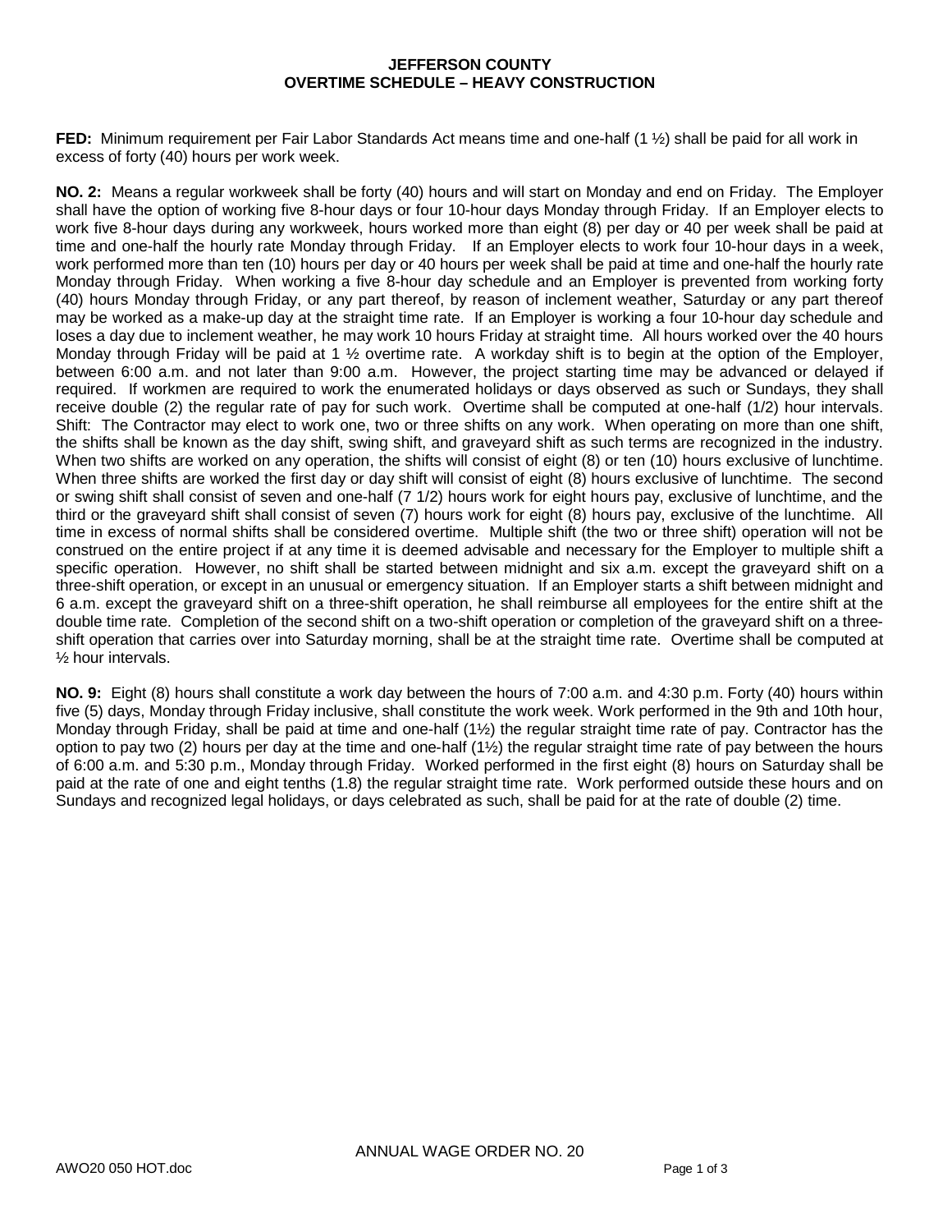# JEFFERSON COUNTY
## OVERTIME SCHEDULE – HEAVY CONSTRUCTION

**FED:** Minimum requirement per Fair Labor Standards Act means time and one-half (1 ½) shall be paid for all work in excess of forty (40) hours per work week.

**NO. 2:** Means a regular workweek shall be forty (40) hours and will start on Monday and end on Friday. The Employer shall have the option of working five 8-hour days or four 10-hour days Monday through Friday. If an Employer elects to work five 8-hour days during any workweek, hours worked more than eight (8) per day or 40 per week shall be paid at time and one-half the hourly rate Monday through Friday. If an Employer elects to work four 10-hour days in a week, work performed more than ten (10) hours per day or 40 hours per week shall be paid at time and one-half the hourly rate Monday through Friday. When working a five 8-hour day schedule and an Employer is prevented from working forty (40) hours Monday through Friday, or any part thereof, by reason of inclement weather, Saturday or any part thereof may be worked as a make-up day at the straight time rate. If an Employer is working a four 10-hour day schedule and loses a day due to inclement weather, he may work 10 hours Friday at straight time. All hours worked over the 40 hours Monday through Friday will be paid at 1 ½ overtime rate. A workday shift is to begin at the option of the Employer, between 6:00 a.m. and not later than 9:00 a.m. However, the project starting time may be advanced or delayed if required. If workmen are required to work the enumerated holidays or days observed as such or Sundays, they shall receive double (2) the regular rate of pay for such work. Overtime shall be computed at one-half (1/2) hour intervals. Shift: The Contractor may elect to work one, two or three shifts on any work. When operating on more than one shift, the shifts shall be known as the day shift, swing shift, and graveyard shift as such terms are recognized in the industry. When two shifts are worked on any operation, the shifts will consist of eight (8) or ten (10) hours exclusive of lunchtime. When three shifts are worked the first day or day shift will consist of eight (8) hours exclusive of lunchtime. The second or swing shift shall consist of seven and one-half (7 1/2) hours work for eight hours pay, exclusive of lunchtime, and the third or the graveyard shift shall consist of seven (7) hours work for eight (8) hours pay, exclusive of the lunchtime. All time in excess of normal shifts shall be considered overtime. Multiple shift (the two or three shift) operation will not be construed on the entire project if at any time it is deemed advisable and necessary for the Employer to multiple shift a specific operation. However, no shift shall be started between midnight and six a.m. except the graveyard shift on a three-shift operation, or except in an unusual or emergency situation. If an Employer starts a shift between midnight and 6 a.m. except the graveyard shift on a three-shift operation, he shall reimburse all employees for the entire shift at the double time rate. Completion of the second shift on a two-shift operation or completion of the graveyard shift on a three-shift operation that carries over into Saturday morning, shall be at the straight time rate. Overtime shall be computed at ½ hour intervals.

**NO. 9:** Eight (8) hours shall constitute a work day between the hours of 7:00 a.m. and 4:30 p.m. Forty (40) hours within five (5) days, Monday through Friday inclusive, shall constitute the work week. Work performed in the 9th and 10th hour, Monday through Friday, shall be paid at time and one-half (1½) the regular straight time rate of pay. Contractor has the option to pay two (2) hours per day at the time and one-half (1½) the regular straight time rate of pay between the hours of 6:00 a.m. and 5:30 p.m., Monday through Friday. Worked performed in the first eight (8) hours on Saturday shall be paid at the rate of one and eight tenths (1.8) the regular straight time rate. Work performed outside these hours and on Sundays and recognized legal holidays, or days celebrated as such, shall be paid for at the rate of double (2) time.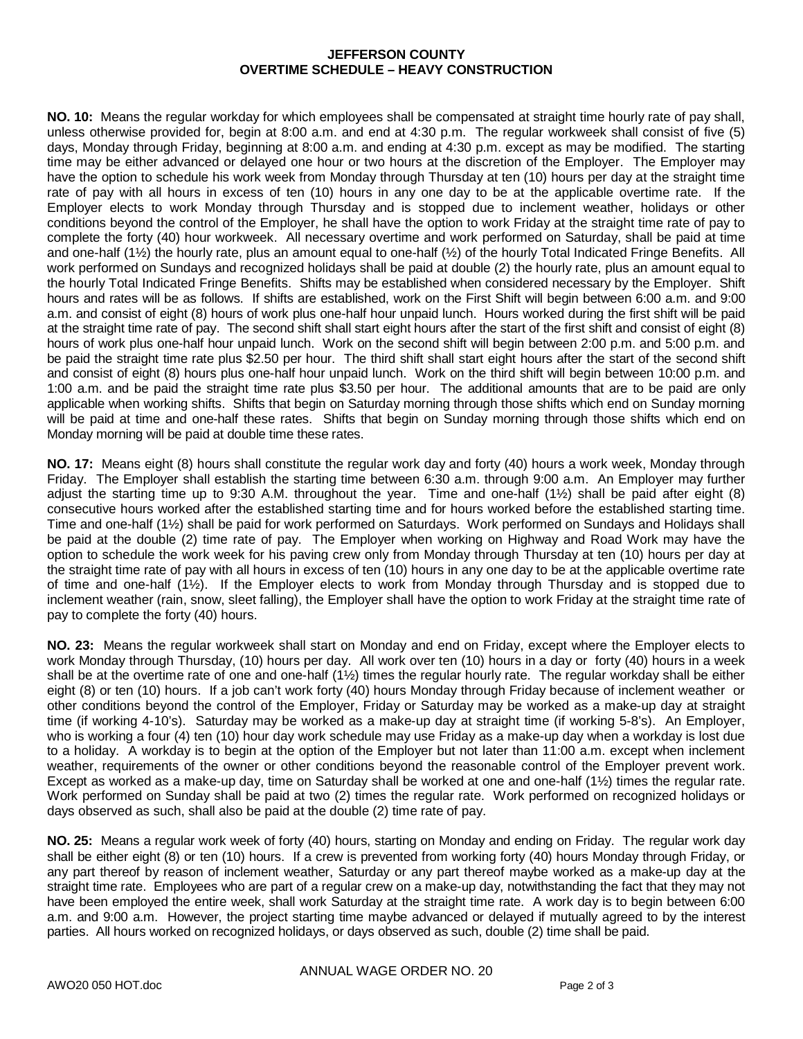**JEFFERSON COUNTY**
**OVERTIME SCHEDULE – HEAVY CONSTRUCTION**

**NO. 10:** Means the regular workday for which employees shall be compensated at straight time hourly rate of pay shall, unless otherwise provided for, begin at 8:00 a.m. and end at 4:30 p.m. The regular workweek shall consist of five (5) days, Monday through Friday, beginning at 8:00 a.m. and ending at 4:30 p.m. except as may be modified. The starting time may be either advanced or delayed one hour or two hours at the discretion of the Employer. The Employer may have the option to schedule his work week from Monday through Thursday at ten (10) hours per day at the straight time rate of pay with all hours in excess of ten (10) hours in any one day to be at the applicable overtime rate. If the Employer elects to work Monday through Thursday and is stopped due to inclement weather, holidays or other conditions beyond the control of the Employer, he shall have the option to work Friday at the straight time rate of pay to complete the forty (40) hour workweek. All necessary overtime and work performed on Saturday, shall be paid at time and one-half (1½) the hourly rate, plus an amount equal to one-half (½) of the hourly Total Indicated Fringe Benefits. All work performed on Sundays and recognized holidays shall be paid at double (2) the hourly rate, plus an amount equal to the hourly Total Indicated Fringe Benefits. Shifts may be established when considered necessary by the Employer. Shift hours and rates will be as follows. If shifts are established, work on the First Shift will begin between 6:00 a.m. and 9:00 a.m. and consist of eight (8) hours of work plus one-half hour unpaid lunch. Hours worked during the first shift will be paid at the straight time rate of pay. The second shift shall start eight hours after the start of the first shift and consist of eight (8) hours of work plus one-half hour unpaid lunch. Work on the second shift will begin between 2:00 p.m. and 5:00 p.m. and be paid the straight time rate plus $2.50 per hour. The third shift shall start eight hours after the start of the second shift and consist of eight (8) hours plus one-half hour unpaid lunch. Work on the third shift will begin between 10:00 p.m. and 1:00 a.m. and be paid the straight time rate plus $3.50 per hour. The additional amounts that are to be paid are only applicable when working shifts. Shifts that begin on Saturday morning through those shifts which end on Sunday morning will be paid at time and one-half these rates. Shifts that begin on Sunday morning through those shifts which end on Monday morning will be paid at double time these rates.

**NO. 17:** Means eight (8) hours shall constitute the regular work day and forty (40) hours a work week, Monday through Friday. The Employer shall establish the starting time between 6:30 a.m. through 9:00 a.m. An Employer may further adjust the starting time up to 9:30 A.M. throughout the year. Time and one-half (1½) shall be paid after eight (8) consecutive hours worked after the established starting time and for hours worked before the established starting time. Time and one-half (1½) shall be paid for work performed on Saturdays. Work performed on Sundays and Holidays shall be paid at the double (2) time rate of pay. The Employer when working on Highway and Road Work may have the option to schedule the work week for his paving crew only from Monday through Thursday at ten (10) hours per day at the straight time rate of pay with all hours in excess of ten (10) hours in any one day to be at the applicable overtime rate of time and one-half (1½). If the Employer elects to work from Monday through Thursday and is stopped due to inclement weather (rain, snow, sleet falling), the Employer shall have the option to work Friday at the straight time rate of pay to complete the forty (40) hours.

**NO. 23:** Means the regular workweek shall start on Monday and end on Friday, except where the Employer elects to work Monday through Thursday, (10) hours per day. All work over ten (10) hours in a day or forty (40) hours in a week shall be at the overtime rate of one and one-half (1½) times the regular hourly rate. The regular workday shall be either eight (8) or ten (10) hours. If a job can't work forty (40) hours Monday through Friday because of inclement weather or other conditions beyond the control of the Employer, Friday or Saturday may be worked as a make-up day at straight time (if working 4-10's). Saturday may be worked as a make-up day at straight time (if working 5-8's). An Employer, who is working a four (4) ten (10) hour day work schedule may use Friday as a make-up day when a workday is lost due to a holiday. A workday is to begin at the option of the Employer but not later than 11:00 a.m. except when inclement weather, requirements of the owner or other conditions beyond the reasonable control of the Employer prevent work. Except as worked as a make-up day, time on Saturday shall be worked at one and one-half (1½) times the regular rate. Work performed on Sunday shall be paid at two (2) times the regular rate. Work performed on recognized holidays or days observed as such, shall also be paid at the double (2) time rate of pay.

**NO. 25:** Means a regular work week of forty (40) hours, starting on Monday and ending on Friday. The regular work day shall be either eight (8) or ten (10) hours. If a crew is prevented from working forty (40) hours Monday through Friday, or any part thereof by reason of inclement weather, Saturday or any part thereof maybe worked as a make-up day at the straight time rate. Employees who are part of a regular crew on a make-up day, notwithstanding the fact that they may not have been employed the entire week, shall work Saturday at the straight time rate. A work day is to begin between 6:00 a.m. and 9:00 a.m. However, the project starting time maybe advanced or delayed if mutually agreed to by the interest parties. All hours worked on recognized holidays, or days observed as such, double (2) time shall be paid.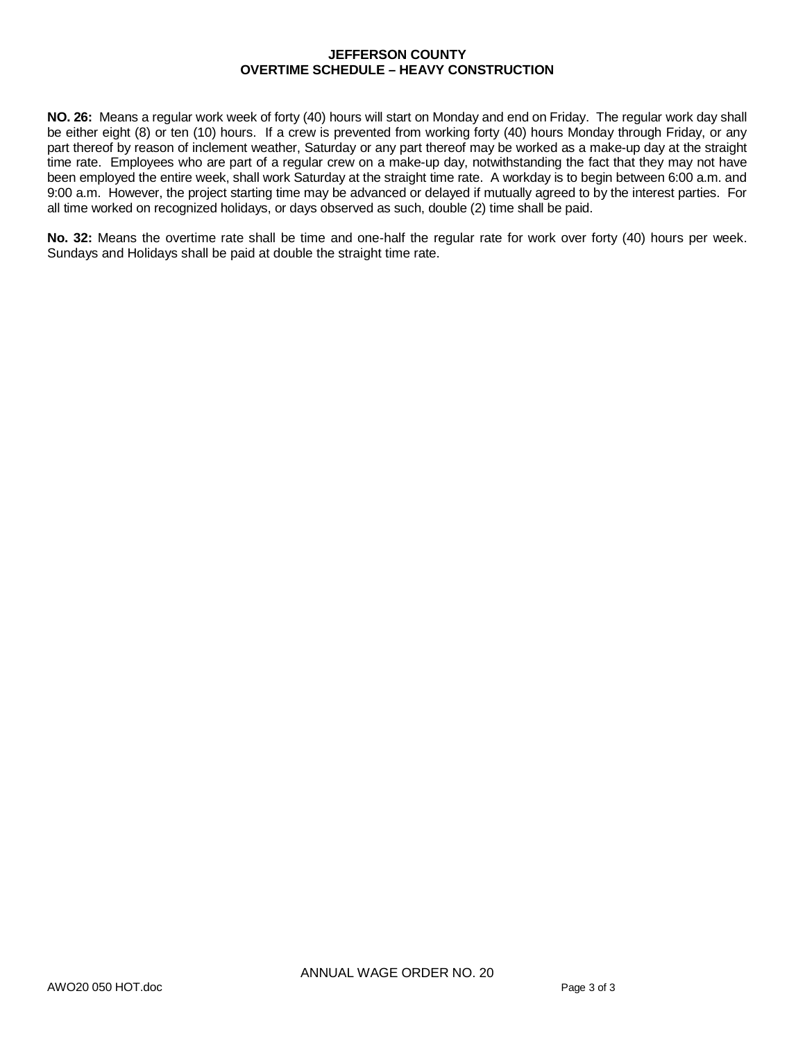**JEFFERSON COUNTY**
**OVERTIME SCHEDULE – HEAVY CONSTRUCTION**

**NO. 26:** Means a regular work week of forty (40) hours will start on Monday and end on Friday. The regular work day shall be either eight (8) or ten (10) hours. If a crew is prevented from working forty (40) hours Monday through Friday, or any part thereof by reason of inclement weather, Saturday or any part thereof may be worked as a make-up day at the straight time rate. Employees who are part of a regular crew on a make-up day, notwithstanding the fact that they may not have been employed the entire week, shall work Saturday at the straight time rate. A workday is to begin between 6:00 a.m. and 9:00 a.m. However, the project starting time may be advanced or delayed if mutually agreed to by the interest parties. For all time worked on recognized holidays, or days observed as such, double (2) time shall be paid.

**No. 32:** Means the overtime rate shall be time and one-half the regular rate for work over forty (40) hours per week. Sundays and Holidays shall be paid at double the straight time rate.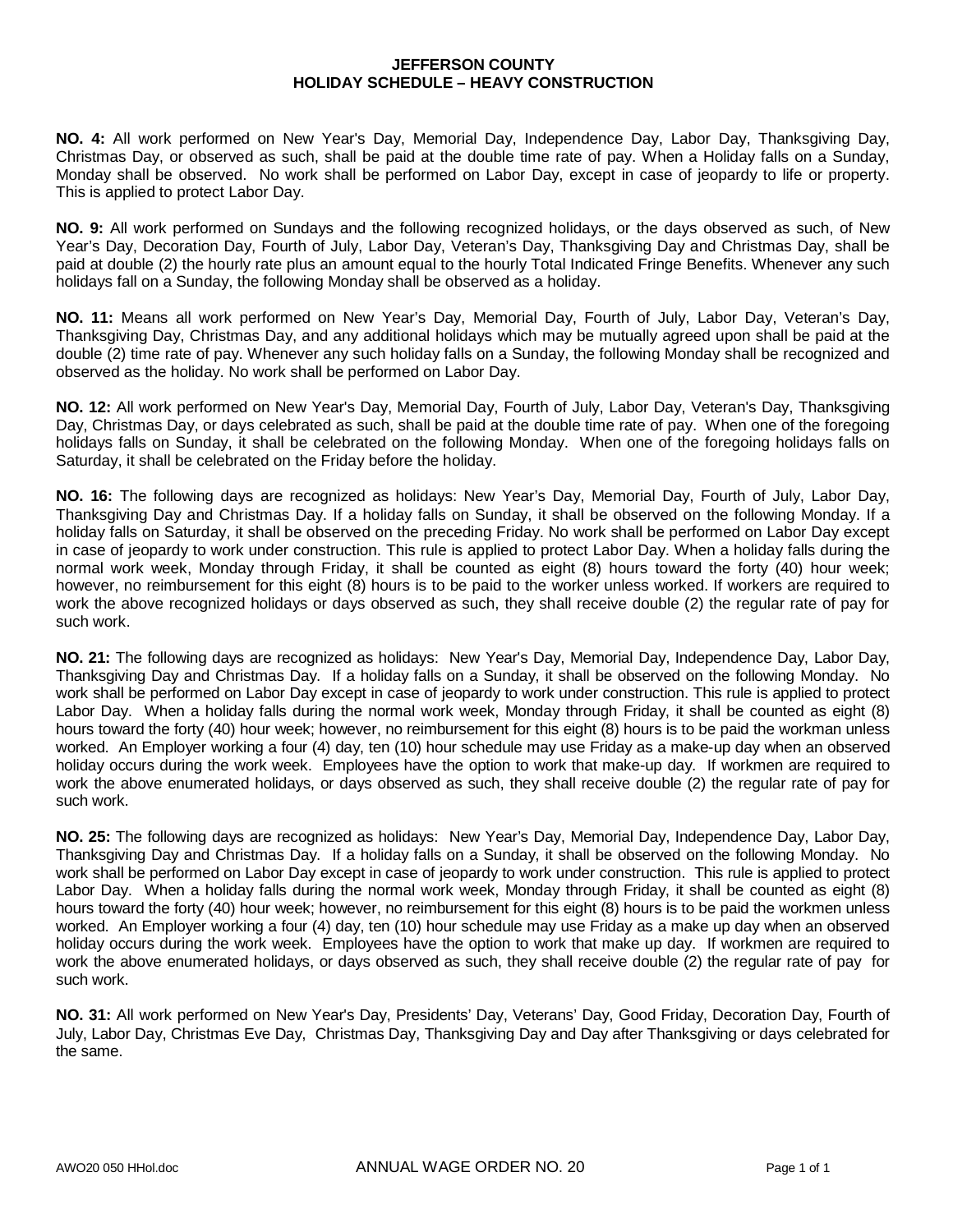# JEFFERSON COUNTY
## HOLIDAY SCHEDULE – HEAVY CONSTRUCTION

**NO. 4:** All work performed on New Year's Day, Memorial Day, Independence Day, Labor Day, Thanksgiving Day, Christmas Day, or observed as such, shall be paid at the double time rate of pay. When a Holiday falls on a Sunday, Monday shall be observed. No work shall be performed on Labor Day, except in case of jeopardy to life or property. This is applied to protect Labor Day.

**NO. 9:** All work performed on Sundays and the following recognized holidays, or the days observed as such, of New Year's Day, Decoration Day, Fourth of July, Labor Day, Veteran's Day, Thanksgiving Day and Christmas Day, shall be paid at double (2) the hourly rate plus an amount equal to the hourly Total Indicated Fringe Benefits. Whenever any such holidays fall on a Sunday, the following Monday shall be observed as a holiday.

**NO. 11:** Means all work performed on New Year's Day, Memorial Day, Fourth of July, Labor Day, Veteran's Day, Thanksgiving Day, Christmas Day, and any additional holidays which may be mutually agreed upon shall be paid at the double (2) time rate of pay. Whenever any such holiday falls on a Sunday, the following Monday shall be recognized and observed as the holiday. No work shall be performed on Labor Day.

**NO. 12:** All work performed on New Year's Day, Memorial Day, Fourth of July, Labor Day, Veteran's Day, Thanksgiving Day, Christmas Day, or days celebrated as such, shall be paid at the double time rate of pay. When one of the foregoing holidays falls on Sunday, it shall be celebrated on the following Monday. When one of the foregoing holidays falls on Saturday, it shall be celebrated on the Friday before the holiday.

**NO. 16:** The following days are recognized as holidays: New Year's Day, Memorial Day, Fourth of July, Labor Day, Thanksgiving Day and Christmas Day. If a holiday falls on Sunday, it shall be observed on the following Monday. If a holiday falls on Saturday, it shall be observed on the preceding Friday. No work shall be performed on Labor Day except in case of jeopardy to work under construction. This rule is applied to protect Labor Day. When a holiday falls during the normal work week, Monday through Friday, it shall be counted as eight (8) hours toward the forty (40) hour week; however, no reimbursement for this eight (8) hours is to be paid to the worker unless worked. If workers are required to work the above recognized holidays or days observed as such, they shall receive double (2) the regular rate of pay for such work.

**NO. 21:** The following days are recognized as holidays: New Year's Day, Memorial Day, Independence Day, Labor Day, Thanksgiving Day and Christmas Day. If a holiday falls on a Sunday, it shall be observed on the following Monday. No work shall be performed on Labor Day except in case of jeopardy to work under construction. This rule is applied to protect Labor Day. When a holiday falls during the normal work week, Monday through Friday, it shall be counted as eight (8) hours toward the forty (40) hour week; however, no reimbursement for this eight (8) hours is to be paid the workman unless worked. An Employer working a four (4) day, ten (10) hour schedule may use Friday as a make-up day when an observed holiday occurs during the work week. Employees have the option to work that make-up day. If workmen are required to work the above enumerated holidays, or days observed as such, they shall receive double (2) the regular rate of pay for such work.

**NO. 25:** The following days are recognized as holidays: New Year's Day, Memorial Day, Independence Day, Labor Day, Thanksgiving Day and Christmas Day. If a holiday falls on a Sunday, it shall be observed on the following Monday. No work shall be performed on Labor Day except in case of jeopardy to work under construction. This rule is applied to protect Labor Day. When a holiday falls during the normal work week, Monday through Friday, it shall be counted as eight (8) hours toward the forty (40) hour week; however, no reimbursement for this eight (8) hours is to be paid the workmen unless worked. An Employer working a four (4) day, ten (10) hour schedule may use Friday as a make up day when an observed holiday occurs during the work week. Employees have the option to work that make up day. If workmen are required to work the above enumerated holidays, or days observed as such, they shall receive double (2) the regular rate of pay for such work.

**NO. 31:** All work performed on New Year's Day, Presidents' Day, Veterans' Day, Good Friday, Decoration Day, Fourth of July, Labor Day, Christmas Eve Day, Christmas Day, Thanksgiving Day and Day after Thanksgiving or days celebrated for the same.

AWO20 050 HHol.doc ANNUAL WAGE ORDER NO. 20